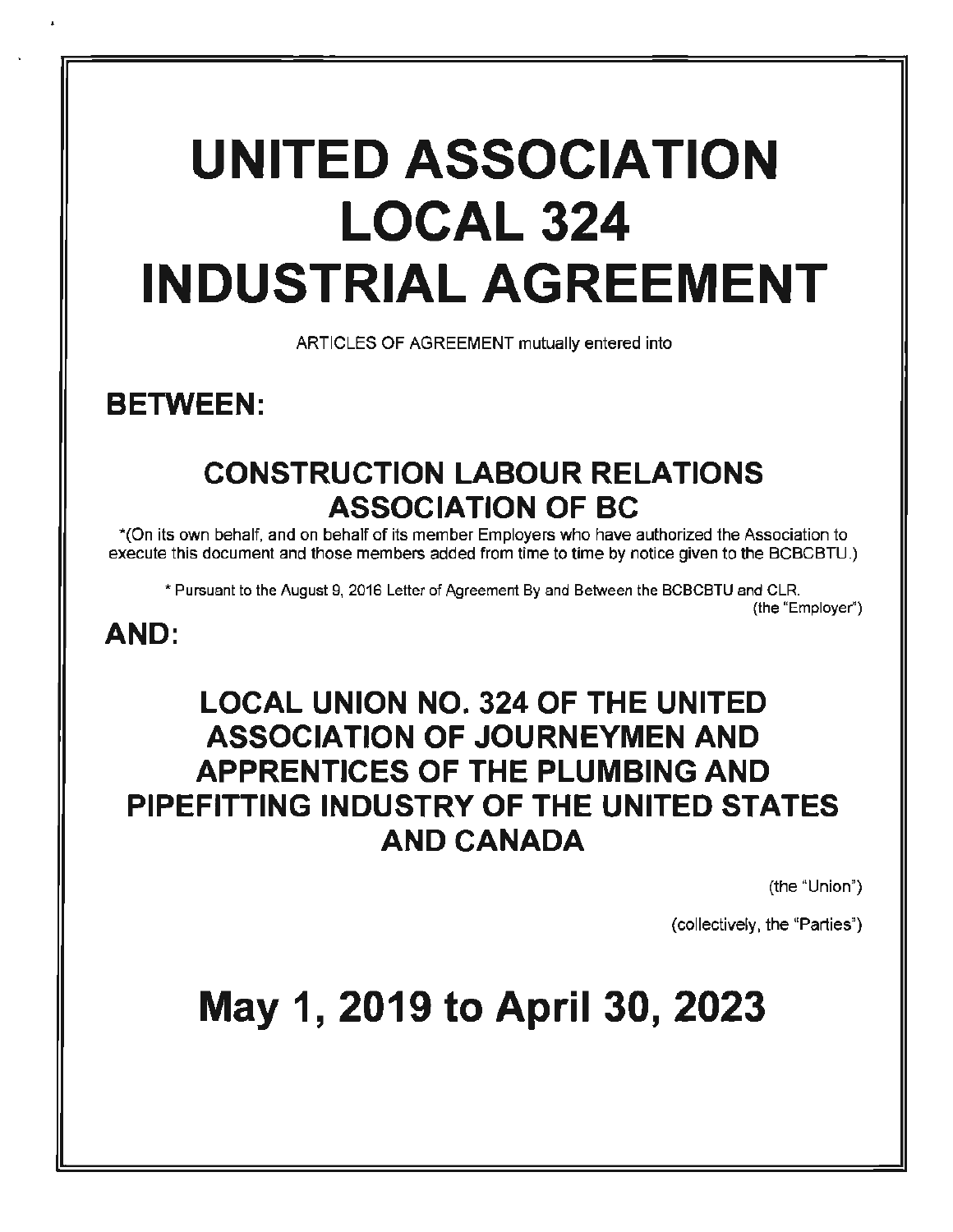# UNITED ASSOCIATION LOCAL 324 INDUSTRIAL AGREEMENT

ARTICLES OF AGREEMENT mutually entered into

## BETWEEN:

### CONSTRUCTION LABOUR RELATIONS ASSOCIATION OF BC

*(On its own behalf, and on behalf of its member Employers who have authorized the Association to execute this document and those members added from time to time by notice given to the BCBCBTU.)

* Pursuant to the August 9, 2016 Letter of Agreement By and Between the BCBCBTU and CLR.

(the "Employer")

## AND:

### LOCAL UNION NO. 324 OF THE UNITED ASSOCIATION OF JOURNEYMEN AND APPRENTICES OF THE PLUMBING AND PIPEFITTING INDUSTRY OF THE UNITED STATES AND CANADA

(the "Union")

(collectively, the "Parties")

# May 1, 2019 to April 30, 2023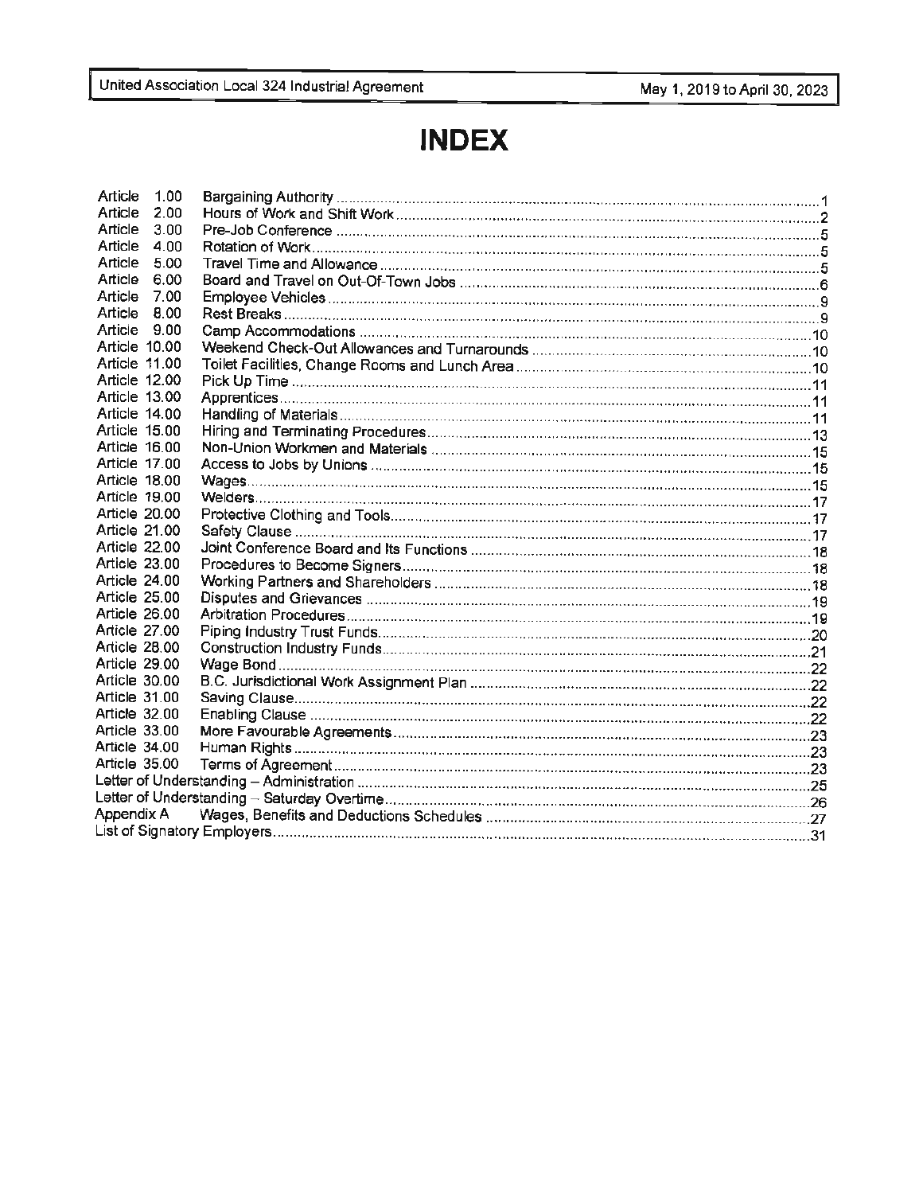# INDEX

| | | |
|---|---|---|
| Article 1.00 | Bargaining Authority | 1 |
| Article 2.00 | Hours of Work and Shift Work | 2 |
| Article 3.00 | Pre-Job Conference | 5 |
| Article 4.00 | Rotation of Work | 5 |
| Article 5.00 | Travel Time and Allowance | 5 |
| Article 6.00 | Board and Travel on Out-Of-Town Jobs | 6 |
| Article 7.00 | Employee Vehicles | 9 |
| Article 8.00 | Rest Breaks | 9 |
| Article 9.00 | Camp Accommodations | 10 |
| Article 10.00 | Weekend Check-Out Allowances and Turnarounds | 10 |
| Article 11.00 | Toilet Facilities, Change Rooms and Lunch Area | 10 |
| Article 12.00 | Pick Up Time | 11 |
| Article 13.00 | Apprentices | 11 |
| Article 14.00 | Handling of Materials | 11 |
| Article 15.00 | Hiring and Terminating Procedures | 13 |
| Article 16.00 | Non-Union Workmen and Materials | 15 |
| Article 17.00 | Access to Jobs by Unions | 15 |
| Article 18.00 | Wages | 15 |
| Article 19.00 | Welders | 17 |
| Article 20.00 | Protective Clothing and Tools | 17 |
| Article 21.00 | Safety Clause | 17 |
| Article 22.00 | Joint Conference Board and Its Functions | 18 |
| Article 23.00 | Procedures to Become Signers | 18 |
| Article 24.00 | Working Partners and Shareholders | 18 |
| Article 25.00 | Disputes and Grievances | 19 |
| Article 26.00 | Arbitration Procedures | 19 |
| Article 27.00 | Piping Industry Trust Funds | 20 |
| Article 28.00 | Construction Industry Funds | 21 |
| Article 29.00 | Wage Bond | 22 |
| Article 30.00 | B.C. Jurisdictional Work Assignment Plan | 22 |
| Article 31.00 | Saving Clause | 22 |
| Article 32.00 | Enabling Clause | 22 |
| Article 33.00 | More Favourable Agreements | 23 |
| Article 34.00 | Human Rights | 23 |
| Article 35.00 | Terms of Agreement | 23 |
| Letter of Understanding – Administration | | 25 |
| Letter of Understanding – Saturday Overtime | | 26 |
| Appendix A | Wages, Benefits and Deductions Schedules | 27 |
| List of Signatory Employers | | 31 |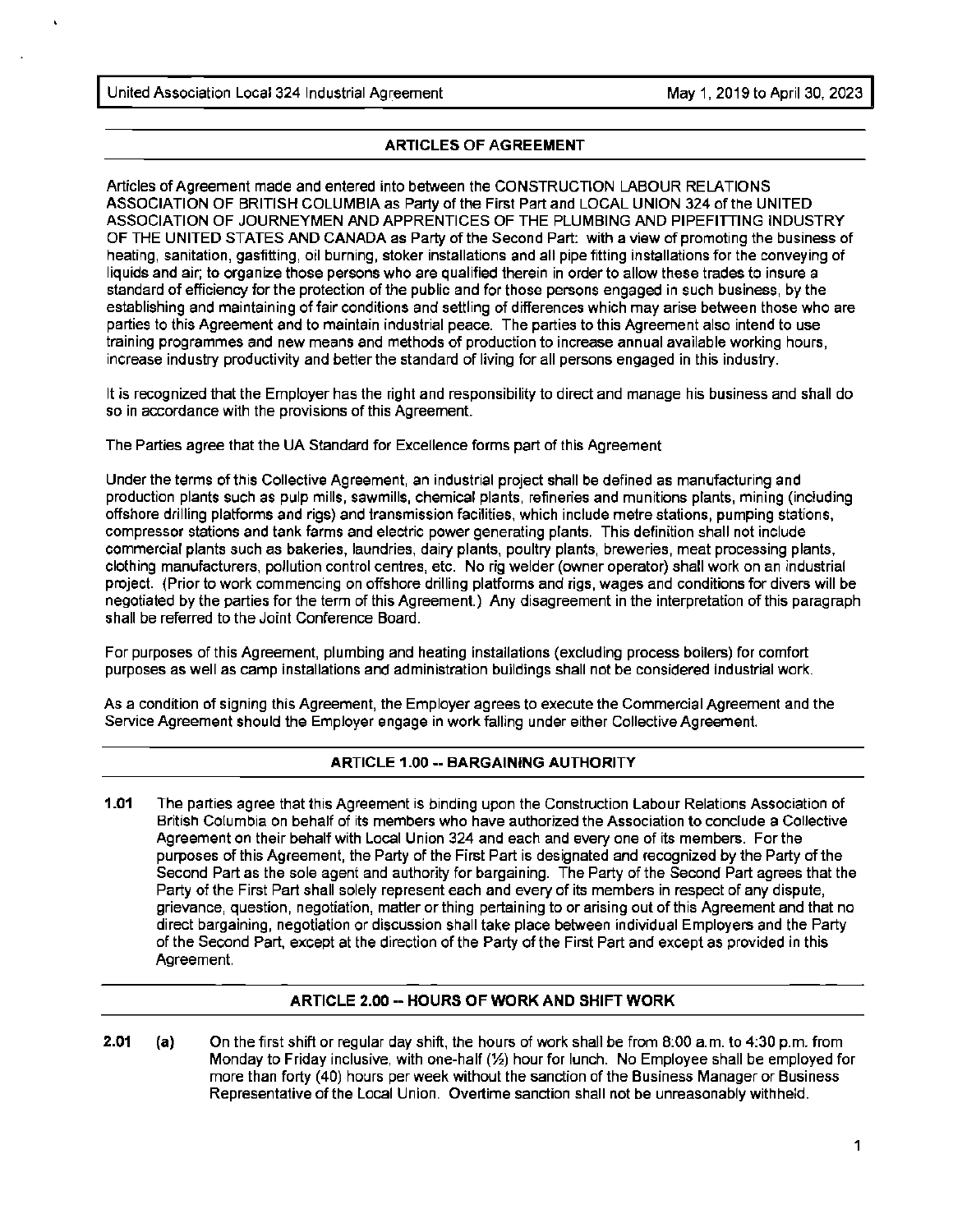## ARTICLES OF AGREEMENT

Articles of Agreement made and entered into between the CONSTRUCTION LABOUR RELATIONS ASSOCIATION OF BRITISH COLUMBIA as Party of the First Part and LOCAL UNION 324 of the UNITED ASSOCIATION OF JOURNEYMEN AND APPRENTICES OF THE PLUMBING AND PIPEFITTING INDUSTRY OF THE UNITED STATES AND CANADA as Party of the Second Part: with a view of promoting the business of heating, sanitation, gasfitting, oil burning, stoker installations and all pipe fitting installations for the conveying of liquids and air; to organize those persons who are qualified therein in order to allow these trades to insure a standard of efficiency for the protection of the public and for those persons engaged in such business, by the establishing and maintaining of fair conditions and settling of differences which may arise between those who are parties to this Agreement and to maintain industrial peace. The parties to this Agreement also intend to use training programmes and new means and methods of production to increase annual available working hours, increase industry productivity and better the standard of living for all persons engaged in this industry.

It is recognized that the Employer has the right and responsibility to direct and manage his business and shall do so in accordance with the provisions of this Agreement.

The Parties agree that the UA Standard for Excellence forms part of this Agreement

Under the terms of this Collective Agreement, an industrial project shall be defined as manufacturing and production plants such as pulp mills, sawmills, chemical plants, refineries and munitions plants, mining (including offshore drilling platforms and rigs) and transmission facilities, which include metre stations, pumping stations, compressor stations and tank farms and electric power generating plants. This definition shall not include commercial plants such as bakeries, laundries, dairy plants, poultry plants, breweries, meat processing plants, clothing manufacturers, pollution control centres, etc. No rig welder (owner operator) shall work on an industrial project. (Prior to work commencing on offshore drilling platforms and rigs, wages and conditions for divers will be negotiated by the parties for the term of this Agreement.) Any disagreement in the interpretation of this paragraph shall be referred to the Joint Conference Board.

For purposes of this Agreement, plumbing and heating installations (excluding process boilers) for comfort purposes as well as camp installations and administration buildings shall not be considered industrial work.

As a condition of signing this Agreement, the Employer agrees to execute the Commercial Agreement and the Service Agreement should the Employer engage in work falling under either Collective Agreement.

## ARTICLE 1.00 -- BARGAINING AUTHORITY

**1.01** The parties agree that this Agreement is binding upon the Construction Labour Relations Association of British Columbia on behalf of its members who have authorized the Association to conclude a Collective Agreement on their behalf with Local Union 324 and each and every one of its members. For the purposes of this Agreement, the Party of the First Part is designated and recognized by the Party of the Second Part as the sole agent and authority for bargaining. The Party of the Second Part agrees that the Party of the First Part shall solely represent each and every of its members in respect of any dispute, grievance, question, negotiation, matter or thing pertaining to or arising out of this Agreement and that no direct bargaining, negotiation or discussion shall take place between individual Employers and the Party of the Second Part, except at the direction of the Party of the First Part and except as provided in this Agreement.

## ARTICLE 2.00 -- HOURS OF WORK AND SHIFT WORK

**2.01** **(a)** On the first shift or regular day shift, the hours of work shall be from 8:00 a.m. to 4:30 p.m. from Monday to Friday inclusive, with one-half (½) hour for lunch. No Employee shall be employed for more than forty (40) hours per week without the sanction of the Business Manager or Business Representative of the Local Union. Overtime sanction shall not be unreasonably withheld.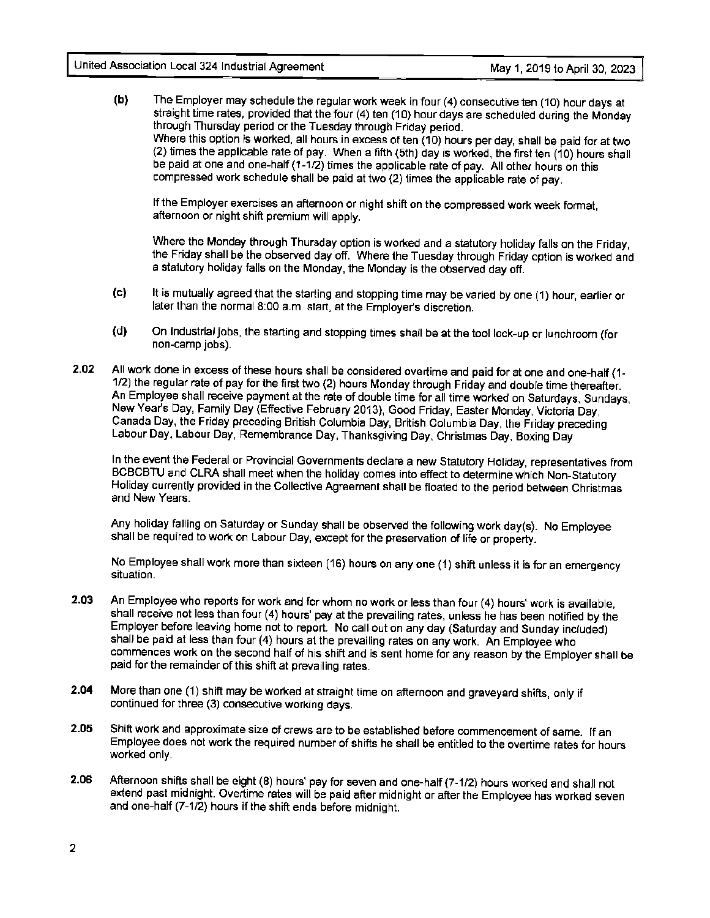**(b)** The Employer may schedule the regular work week in four (4) consecutive ten (10) hour days at straight time rates, provided that the four (4) ten (10) hour days are scheduled during the Monday through Thursday period or the Tuesday through Friday period.
Where this option is worked, all hours in excess of ten (10) hours per day, shall be paid for at two (2) times the applicable rate of pay. When a fifth (5th) day is worked, the first ten (10) hours shall be paid at one and one-half (1-1/2) times the applicable rate of pay. All other hours on this compressed work schedule shall be paid at two (2) times the applicable rate of pay.

If the Employer exercises an afternoon or night shift on the compressed work week format, afternoon or night shift premium will apply.

Where the Monday through Thursday option is worked and a statutory holiday falls on the Friday, the Friday shall be the observed day off. Where the Tuesday through Friday option is worked and a statutory holiday falls on the Monday, the Monday is the observed day off.

**(c)** It is mutually agreed that the starting and stopping time may be varied by one (1) hour, earlier or later than the normal 8:00 a.m. start, at the Employer's discretion.

**(d)** On Industrial jobs, the starting and stopping times shall be at the tool lock-up or lunchroom (for non-camp jobs).

**2.02** All work done in excess of these hours shall be considered overtime and paid for at one and one-half (1-1/2) the regular rate of pay for the first two (2) hours Monday through Friday and double time thereafter. An Employee shall receive payment at the rate of double time for all time worked on Saturdays, Sundays, New Year's Day, Family Day (Effective February 2013), Good Friday, Easter Monday, Victoria Day, Canada Day, the Friday preceding British Columbia Day, British Columbia Day, the Friday preceding Labour Day, Labour Day, Remembrance Day, Thanksgiving Day, Christmas Day, Boxing Day

In the event the Federal or Provincial Governments declare a new Statutory Holiday, representatives from BCBCBTU and CLRA shall meet when the holiday comes into effect to determine which Non-Statutory Holiday currently provided in the Collective Agreement shall be floated to the period between Christmas and New Years.

Any holiday falling on Saturday or Sunday shall be observed the following work day(s). No Employee shall be required to work on Labour Day, except for the preservation of life or property.

No Employee shall work more than sixteen (16) hours on any one (1) shift unless it is for an emergency situation.

**2.03** An Employee who reports for work and for whom no work or less than four (4) hours' work is available, shall receive not less than four (4) hours' pay at the prevailing rates, unless he has been notified by the Employer before leaving home not to report. No call out on any day (Saturday and Sunday included) shall be paid at less than four (4) hours at the prevailing rates on any work. An Employee who commences work on the second half of his shift and is sent home for any reason by the Employer shall be paid for the remainder of this shift at prevailing rates.

**2.04** More than one (1) shift may be worked at straight time on afternoon and graveyard shifts, only if continued for three (3) consecutive working days.

**2.05** Shift work and approximate size of crews are to be established before commencement of same. If an Employee does not work the required number of shifts he shall be entitled to the overtime rates for hours worked only.

**2.06** Afternoon shifts shall be eight (8) hours' pay for seven and one-half (7-1/2) hours worked and shall not extend past midnight. Overtime rates will be paid after midnight or after the Employee has worked seven and one-half (7-1/2) hours if the shift ends before midnight.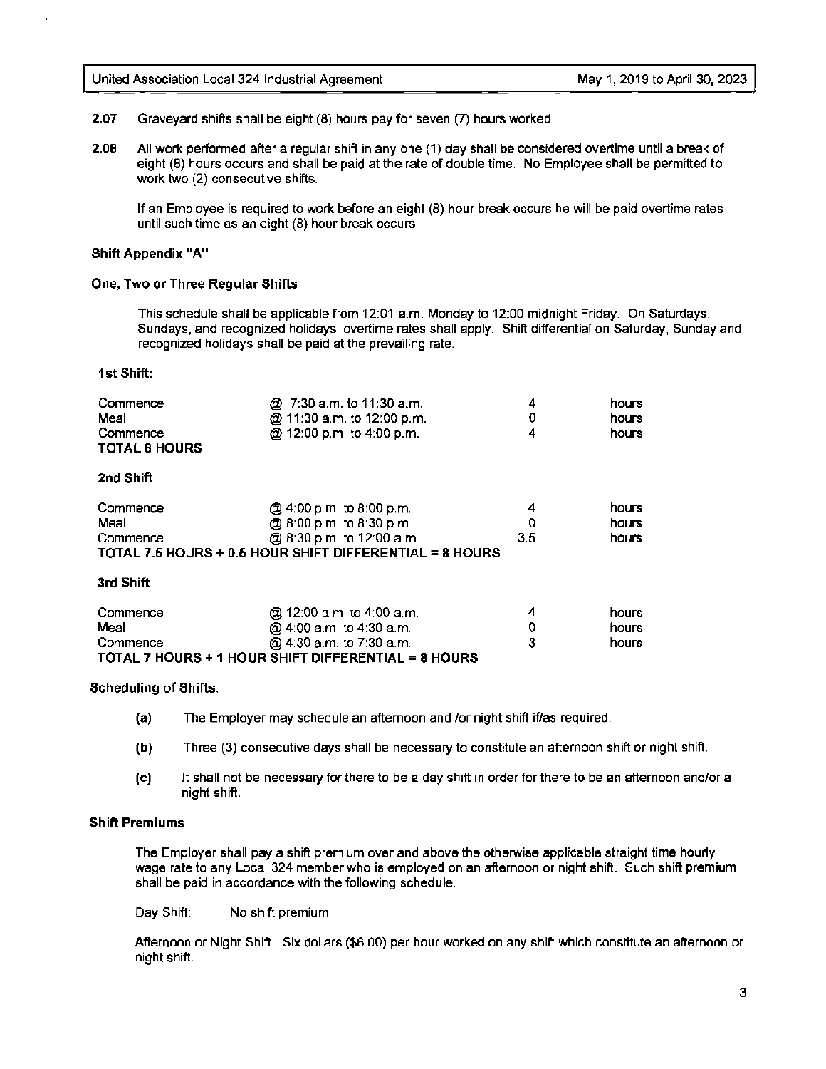**2.07** Graveyard shifts shall be eight (8) hours pay for seven (7) hours worked.

**2.08** All work performed after a regular shift in any one (1) day shall be considered overtime until a break of eight (8) hours occurs and shall be paid at the rate of double time. No Employee shall be permitted to work two (2) consecutive shifts.

If an Employee is required to work before an eight (8) hour break occurs he will be paid overtime rates until such time as an eight (8) hour break occurs.

**Shift Appendix "A"**

**One, Two or Three Regular Shifts**

This schedule shall be applicable from 12:01 a.m. Monday to 12:00 midnight Friday. On Saturdays, Sundays, and recognized holidays, overtime rates shall apply. Shift differential on Saturday, Sunday and recognized holidays shall be paid at the prevailing rate.

**1st Shift:**

| | | | |
|---|---|---|---|
| Commence | @ 7:30 a.m. to 11:30 a.m. | 4 | hours |
| Meal | @ 11:30 a.m. to 12:00 p.m. | 0 | hours |
| Commence | @ 12:00 p.m. to 4:00 p.m. | 4 | hours |

**TOTAL 8 HOURS**

**2nd Shift**

| | | | |
|---|---|---|---|
| Commence | @ 4:00 p.m. to 8:00 p.m. | 4 | hours |
| Meal | @ 8:00 p.m. to 8:30 p.m. | 0 | hours |
| Commence | @ 8:30 p.m. to 12:00 a.m. | 3.5 | hours |

**TOTAL 7.5 HOURS + 0.5 HOUR SHIFT DIFFERENTIAL = 8 HOURS**

**3rd Shift**

| | | | |
|---|---|---|---|
| Commence | @ 12:00 a.m. to 4:00 a.m. | 4 | hours |
| Meal | @ 4:00 a.m. to 4:30 a.m. | 0 | hours |
| Commence | @ 4:30 a.m. to 7:30 a.m. | 3 | hours |

**TOTAL 7 HOURS + 1 HOUR SHIFT DIFFERENTIAL = 8 HOURS**

**Scheduling of Shifts:**

**(a)** The Employer may schedule an afternoon and /or night shift if/as required.

**(b)** Three (3) consecutive days shall be necessary to constitute an afternoon shift or night shift.

**(c)** It shall not be necessary for there to be a day shift in order for there to be an afternoon and/or a night shift.

**Shift Premiums**

The Employer shall pay a shift premium over and above the otherwise applicable straight time hourly wage rate to any Local 324 member who is employed on an afternoon or night shift. Such shift premium shall be paid in accordance with the following schedule.

Day Shift: No shift premium

Afternoon or Night Shift: Six dollars ($6.00) per hour worked on any shift which constitute an afternoon or night shift.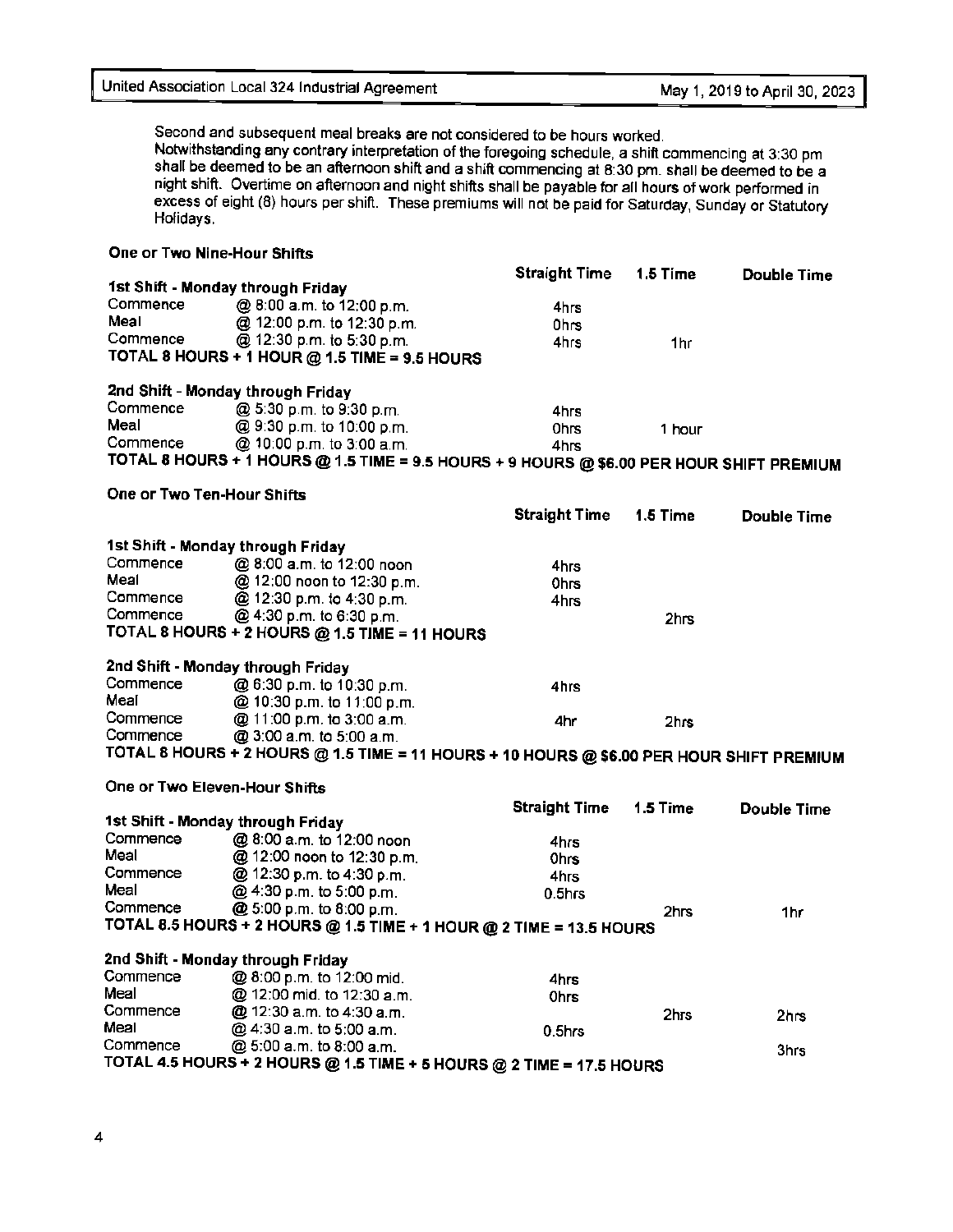Second and subsequent meal breaks are not considered to be hours worked.
Notwithstanding any contrary interpretation of the foregoing schedule, a shift commencing at 3:30 pm shall be deemed to be an afternoon shift and a shift commencing at 8:30 pm. shall be deemed to be a night shift. Overtime on afternoon and night shifts shall be payable for all hours of work performed in excess of eight (8) hours per shift. These premiums will not be paid for Saturday, Sunday or Statutory Holidays.

**One or Two Nine-Hour Shifts**

| | | Straight Time | 1.5 Time | Double Time |
|---|---|---|---|---|
| **1st Shift - Monday through Friday** | | | | |
| Commence | @ 8:00 a.m. to 12:00 p.m. | 4hrs | | |
| Meal | @ 12:00 p.m. to 12:30 p.m. | 0hrs | | |
| Commence | @ 12:30 p.m. to 5:30 p.m. | 4hrs | 1hr | |
| **TOTAL 8 HOURS + 1 HOUR @ 1.5 TIME = 9.5 HOURS** | | | | |
| **2nd Shift - Monday through Friday** | | | | |
| Commence | @ 5:30 p.m. to 9:30 p.m. | 4hrs | | |
| Meal | @ 9:30 p.m. to 10:00 p.m. | 0hrs | 1 hour | |
| Commence | @ 10:00 p.m. to 3:00 a.m. | 4hrs | | |
| **TOTAL 8 HOURS + 1 HOURS @ 1.5 TIME = 9.5 HOURS + 9 HOURS @ $6.00 PER HOUR SHIFT PREMIUM** | | | | |

**One or Two Ten-Hour Shifts**

| | | Straight Time | 1.5 Time | Double Time |
|---|---|---|---|---|
| **1st Shift - Monday through Friday** | | | | |
| Commence | @ 8:00 a.m. to 12:00 noon | 4hrs | | |
| Meal | @ 12:00 noon to 12:30 p.m. | 0hrs | | |
| Commence | @ 12:30 p.m. to 4:30 p.m. | 4hrs | | |
| Commence | @ 4:30 p.m. to 6:30 p.m. | | 2hrs | |
| **TOTAL 8 HOURS + 2 HOURS @ 1.5 TIME = 11 HOURS** | | | | |
| **2nd Shift - Monday through Friday** | | | | |
| Commence | @ 6:30 p.m. to 10:30 p.m. | 4hrs | | |
| Meal | @ 10:30 p.m. to 11:00 p.m. | | | |
| Commence | @ 11:00 p.m. to 3:00 a.m. | 4hr | 2hrs | |
| Commence | @ 3:00 a.m. to 5:00 a.m. | | | |
| **TOTAL 8 HOURS + 2 HOURS @ 1.5 TIME = 11 HOURS + 10 HOURS @ $6.00 PER HOUR SHIFT PREMIUM** | | | | |

**One or Two Eleven-Hour Shifts**

| | | Straight Time | 1.5 Time | Double Time |
|---|---|---|---|---|
| **1st Shift - Monday through Friday** | | | | |
| Commence | @ 8:00 a.m. to 12:00 noon | 4hrs | | |
| Meal | @ 12:00 noon to 12:30 p.m. | 0hrs | | |
| Commence | @ 12:30 p.m. to 4:30 p.m. | 4hrs | | |
| Meal | @ 4:30 p.m. to 5:00 p.m. | 0.5hrs | | |
| Commence | @ 5:00 p.m. to 8:00 p.m. | | 2hrs | 1hr |
| **TOTAL 8.5 HOURS + 2 HOURS @ 1.5 TIME + 1 HOUR @ 2 TIME = 13.5 HOURS** | | | | |
| **2nd Shift - Monday through Friday** | | | | |
| Commence | @ 8:00 p.m. to 12:00 mid. | 4hrs | | |
| Meal | @ 12:00 mid. to 12:30 a.m. | 0hrs | | |
| Commence | @ 12:30 a.m. to 4:30 a.m. | | 2hrs | 2hrs |
| Meal | @ 4:30 a.m. to 5:00 a.m. | 0.5hrs | | |
| Commence | @ 5:00 a.m. to 8:00 a.m. | | | 3hrs |
| **TOTAL 4.5 HOURS + 2 HOURS @ 1.5 TIME + 5 HOURS @ 2 TIME = 17.5 HOURS** | | | | |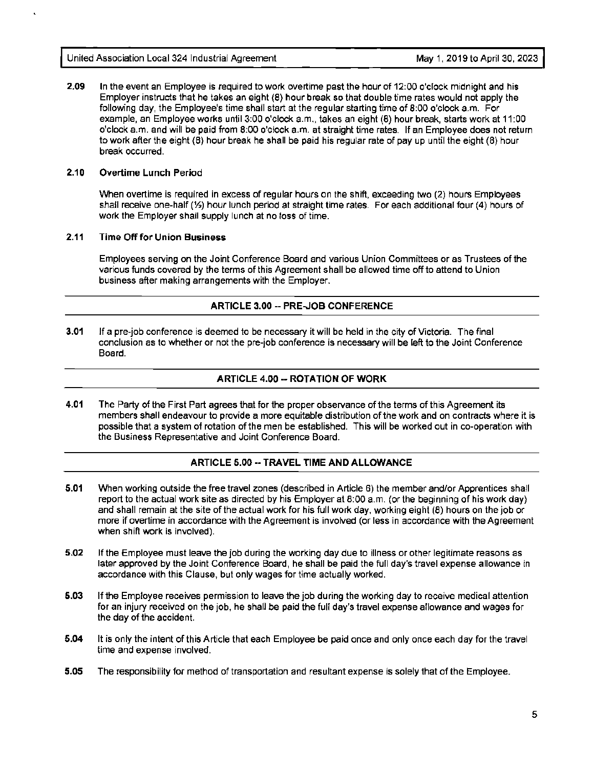**2.09** In the event an Employee is required to work overtime past the hour of 12:00 o'clock midnight and his Employer instructs that he takes an eight (8) hour break so that double time rates would not apply the following day, the Employee's time shall start at the regular starting time of 8:00 o'clock a.m. For example, an Employee works until 3:00 o'clock a.m., takes an eight (8) hour break, starts work at 11:00 o'clock a.m. and will be paid from 8:00 o'clock a.m. at straight time rates. If an Employee does not return to work after the eight (8) hour break he shall be paid his regular rate of pay up until the eight (8) hour break occurred.

**2.10 Overtime Lunch Period**

When overtime is required in excess of regular hours on the shift, exceeding two (2) hours Employees shall receive one-half (½) hour lunch period at straight time rates. For each additional four (4) hours of work the Employer shall supply lunch at no loss of time.

**2.11 Time Off for Union Business**

Employees serving on the Joint Conference Board and various Union Committees or as Trustees of the various funds covered by the terms of this Agreement shall be allowed time off to attend to Union business after making arrangements with the Employer.

## ARTICLE 3.00 -- PRE-JOB CONFERENCE

**3.01** If a pre-job conference is deemed to be necessary it will be held in the city of Victoria. The final conclusion as to whether or not the pre-job conference is necessary will be left to the Joint Conference Board.

## ARTICLE 4.00 -- ROTATION OF WORK

**4.01** The Party of the First Part agrees that for the proper observance of the terms of this Agreement its members shall endeavour to provide a more equitable distribution of the work and on contracts where it is possible that a system of rotation of the men be established. This will be worked out in co-operation with the Business Representative and Joint Conference Board.

## ARTICLE 5.00 -- TRAVEL TIME AND ALLOWANCE

**5.01** When working outside the free travel zones (described in Article 6) the member and/or Apprentices shall report to the actual work site as directed by his Employer at 8:00 a.m. (or the beginning of his work day) and shall remain at the site of the actual work for his full work day, working eight (8) hours on the job or more if overtime in accordance with the Agreement is involved (or less in accordance with the Agreement when shift work is involved).

**5.02** If the Employee must leave the job during the working day due to illness or other legitimate reasons as later approved by the Joint Conference Board, he shall be paid the full day's travel expense allowance in accordance with this Clause, but only wages for time actually worked.

**5.03** If the Employee receives permission to leave the job during the working day to receive medical attention for an injury received on the job, he shall be paid the full day's travel expense allowance and wages for the day of the accident.

**5.04** It is only the intent of this Article that each Employee be paid once and only once each day for the travel time and expense involved.

**5.05** The responsibility for method of transportation and resultant expense is solely that of the Employee.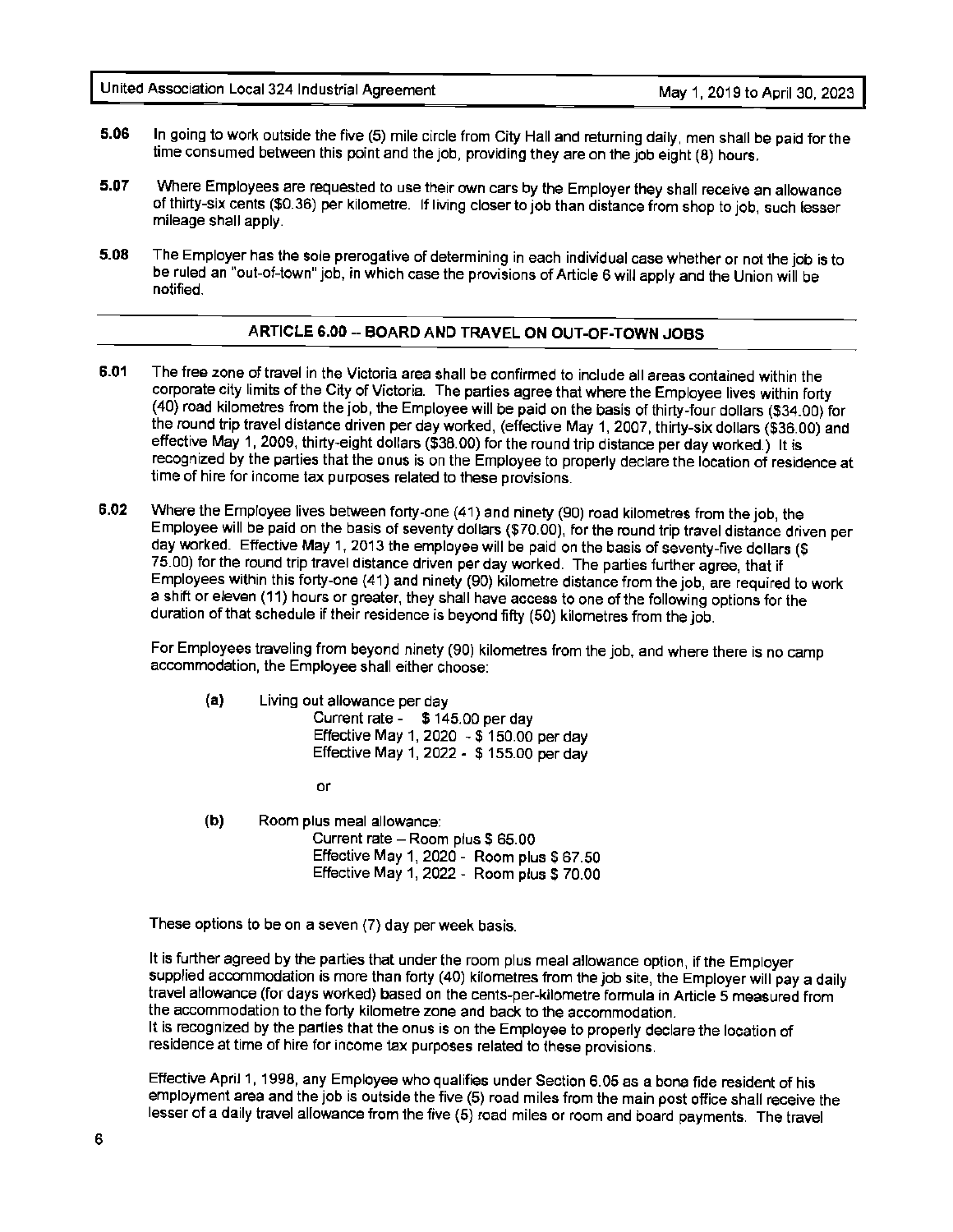**5.06** In going to work outside the five (5) mile circle from City Hall and returning daily, men shall be paid for the time consumed between this point and the job, providing they are on the job eight (8) hours.

**5.07** Where Employees are requested to use their own cars by the Employer they shall receive an allowance of thirty-six cents ($0.36) per kilometre. If living closer to job than distance from shop to job, such lesser mileage shall apply.

**5.08** The Employer has the sole prerogative of determining in each individual case whether or not the job is to be ruled an "out-of-town" job, in which case the provisions of Article 6 will apply and the Union will be notified.

## ARTICLE 6.00 – BOARD AND TRAVEL ON OUT-OF-TOWN JOBS

**6.01** The free zone of travel in the Victoria area shall be confirmed to include all areas contained within the corporate city limits of the City of Victoria. The parties agree that where the Employee lives within forty (40) road kilometres from the job, the Employee will be paid on the basis of thirty-four dollars ($34.00) for the round trip travel distance driven per day worked, (effective May 1, 2007, thirty-six dollars ($36.00) and effective May 1, 2009, thirty-eight dollars ($38.00) for the round trip distance per day worked.) It is recognized by the parties that the onus is on the Employee to properly declare the location of residence at time of hire for income tax purposes related to these provisions.

**6.02** Where the Employee lives between forty-one (41) and ninety (90) road kilometres from the job, the Employee will be paid on the basis of seventy dollars ($70.00), for the round trip travel distance driven per day worked. Effective May 1, 2013 the employee will be paid on the basis of seventy-five dollars ($ 75.00) for the round trip travel distance driven per day worked. The parties further agree, that if Employees within this forty-one (41) and ninety (90) kilometre distance from the job, are required to work a shift or eleven (11) hours or greater, they shall have access to one of the following options for the duration of that schedule if their residence is beyond fifty (50) kilometres from the job.

For Employees traveling from beyond ninety (90) kilometres from the job, and where there is no camp accommodation, the Employee shall either choose:

**(a)** Living out allowance per day
Current rate - $ 145.00 per day
Effective May 1, 2020 - $ 150.00 per day
Effective May 1, 2022 - $ 155.00 per day

or

**(b)** Room plus meal allowance:
Current rate – Room plus $ 65.00
Effective May 1, 2020 - Room plus $ 67.50
Effective May 1, 2022 - Room plus $ 70.00

These options to be on a seven (7) day per week basis.

It is further agreed by the parties that under the room plus meal allowance option, if the Employer supplied accommodation is more than forty (40) kilometres from the job site, the Employer will pay a daily travel allowance (for days worked) based on the cents-per-kilometre formula in Article 5 measured from the accommodation to the forty kilometre zone and back to the accommodation.
It is recognized by the parties that the onus is on the Employee to properly declare the location of residence at time of hire for income tax purposes related to these provisions.

Effective April 1, 1998, any Employee who qualifies under Section 6.05 as a bona fide resident of his employment area and the job is outside the five (5) road miles from the main post office shall receive the lesser of a daily travel allowance from the five (5) road miles or room and board payments. The travel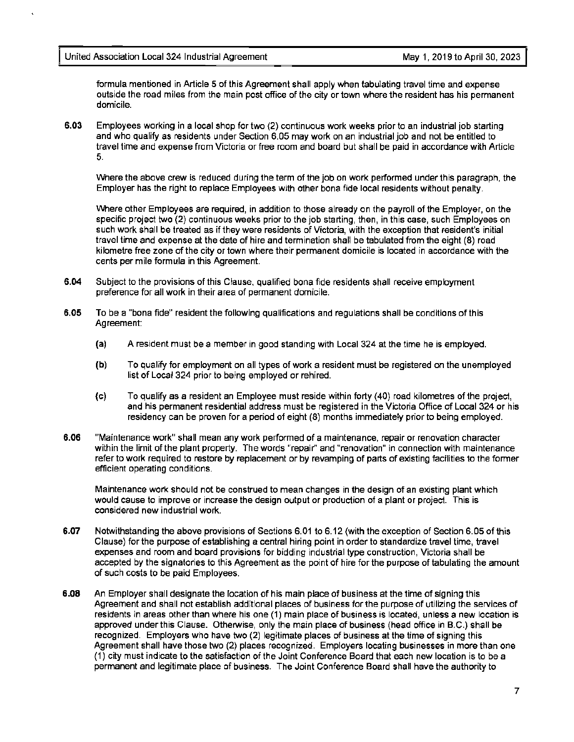formula mentioned in Article 5 of this Agreement shall apply when tabulating travel time and expense outside the road miles from the main post office of the city or town where the resident has his permanent domicile.

**6.03** Employees working in a local shop for two (2) continuous work weeks prior to an industrial job starting and who qualify as residents under Section 6.05 may work on an industrial job and not be entitled to travel time and expense from Victoria or free room and board but shall be paid in accordance with Article 5.

Where the above crew is reduced during the term of the job on work performed under this paragraph, the Employer has the right to replace Employees with other bona fide local residents without penalty.

Where other Employees are required, in addition to those already on the payroll of the Employer, on the specific project two (2) continuous weeks prior to the job starting, then, in this case, such Employees on such work shall be treated as if they were residents of Victoria, with the exception that resident's initial travel time and expense at the date of hire and termination shall be tabulated from the eight (8) road kilometre free zone of the city or town where their permanent domicile is located in accordance with the cents per mile formula in this Agreement.

**6.04** Subject to the provisions of this Clause, qualified bona fide residents shall receive employment preference for all work in their area of permanent domicile.

**6.05** To be a "bona fide" resident the following qualifications and regulations shall be conditions of this Agreement:

- **(a)** A resident must be a member in good standing with Local 324 at the time he is employed.
- **(b)** To qualify for employment on all types of work a resident must be registered on the unemployed list of Local 324 prior to being employed or rehired.
- **(c)** To qualify as a resident an Employee must reside within forty (40) road kilometres of the project, and his permanent residential address must be registered in the Victoria Office of Local 324 or his residency can be proven for a period of eight (8) months immediately prior to being employed.

**6.06** "Maintenance work" shall mean any work performed of a maintenance, repair or renovation character within the limit of the plant property. The words "repair" and "renovation" in connection with maintenance refer to work required to restore by replacement or by revamping of parts of existing facilities to the former efficient operating conditions.

Maintenance work should not be construed to mean changes in the design of an existing plant which would cause to improve or increase the design output or production of a plant or project. This is considered new industrial work.

**6.07** Notwithstanding the above provisions of Sections 6.01 to 6.12 (with the exception of Section 6.05 of this Clause) for the purpose of establishing a central hiring point in order to standardize travel time, travel expenses and room and board provisions for bidding industrial type construction, Victoria shall be accepted by the signatories to this Agreement as the point of hire for the purpose of tabulating the amount of such costs to be paid Employees.

**6.08** An Employer shall designate the location of his main place of business at the time of signing this Agreement and shall not establish additional places of business for the purpose of utilizing the services of residents in areas other than where his one (1) main place of business is located, unless a new location is approved under this Clause. Otherwise, only the main place of business (head office in B.C.) shall be recognized. Employers who have two (2) legitimate places of business at the time of signing this Agreement shall have those two (2) places recognized. Employers locating businesses in more than one (1) city must indicate to the satisfaction of the Joint Conference Board that each new location is to be a permanent and legitimate place of business. The Joint Conference Board shall have the authority to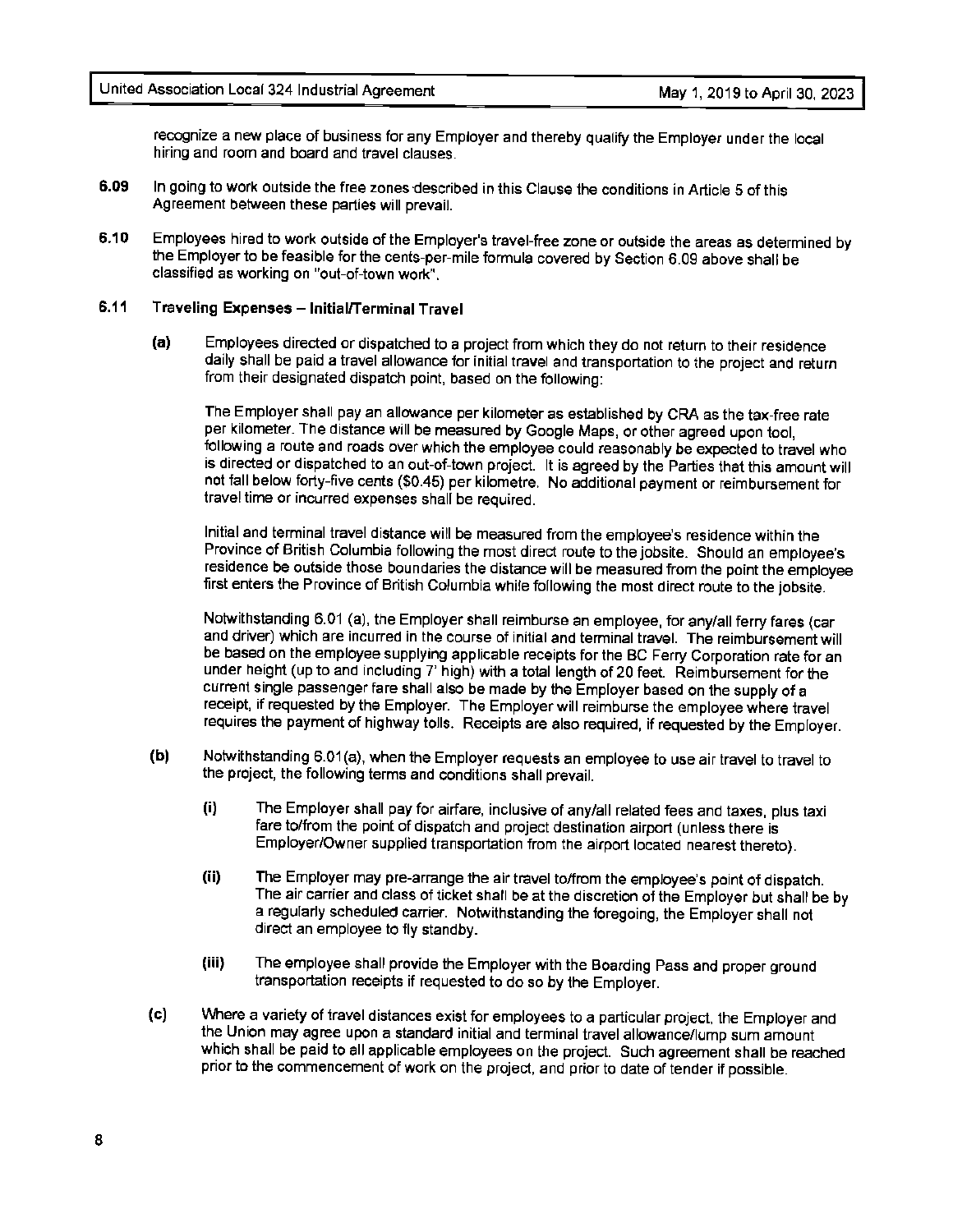recognize a new place of business for any Employer and thereby qualify the Employer under the local hiring and room and board and travel clauses.

**6.09** In going to work outside the free zones described in this Clause the conditions in Article 5 of this Agreement between these parties will prevail.

**6.10** Employees hired to work outside of the Employer's travel-free zone or outside the areas as determined by the Employer to be feasible for the cents-per-mile formula covered by Section 6.09 above shall be classified as working on "out-of-town work".

**6.11 Traveling Expenses – Initial/Terminal Travel**

**(a)** Employees directed or dispatched to a project from which they do not return to their residence daily shall be paid a travel allowance for initial travel and transportation to the project and return from their designated dispatch point, based on the following:

The Employer shall pay an allowance per kilometer as established by CRA as the tax-free rate per kilometer. The distance will be measured by Google Maps, or other agreed upon tool, following a route and roads over which the employee could reasonably be expected to travel who is directed or dispatched to an out-of-town project. It is agreed by the Parties that this amount will not fall below forty-five cents ($0.45) per kilometre. No additional payment or reimbursement for travel time or incurred expenses shall be required.

Initial and terminal travel distance will be measured from the employee's residence within the Province of British Columbia following the most direct route to the jobsite. Should an employee's residence be outside those boundaries the distance will be measured from the point the employee first enters the Province of British Columbia while following the most direct route to the jobsite.

Notwithstanding 6.01 (a), the Employer shall reimburse an employee, for any/all ferry fares (car and driver) which are incurred in the course of initial and terminal travel. The reimbursement will be based on the employee supplying applicable receipts for the BC Ferry Corporation rate for an under height (up to and including 7' high) with a total length of 20 feet. Reimbursement for the current single passenger fare shall also be made by the Employer based on the supply of a receipt, if requested by the Employer. The Employer will reimburse the employee where travel requires the payment of highway tolls. Receipts are also required, if requested by the Employer.

**(b)** Notwithstanding 6.01(a), when the Employer requests an employee to use air travel to travel to the project, the following terms and conditions shall prevail.

**(i)** The Employer shall pay for airfare, inclusive of any/all related fees and taxes, plus taxi fare to/from the point of dispatch and project destination airport (unless there is Employer/Owner supplied transportation from the airport located nearest thereto).

**(ii)** The Employer may pre-arrange the air travel to/from the employee's point of dispatch. The air carrier and class of ticket shall be at the discretion of the Employer but shall be by a regularly scheduled carrier. Notwithstanding the foregoing, the Employer shall not direct an employee to fly standby.

**(iii)** The employee shall provide the Employer with the Boarding Pass and proper ground transportation receipts if requested to do so by the Employer.

**(c)** Where a variety of travel distances exist for employees to a particular project, the Employer and the Union may agree upon a standard initial and terminal travel allowance/lump sum amount which shall be paid to all applicable employees on the project. Such agreement shall be reached prior to the commencement of work on the project, and prior to date of tender if possible.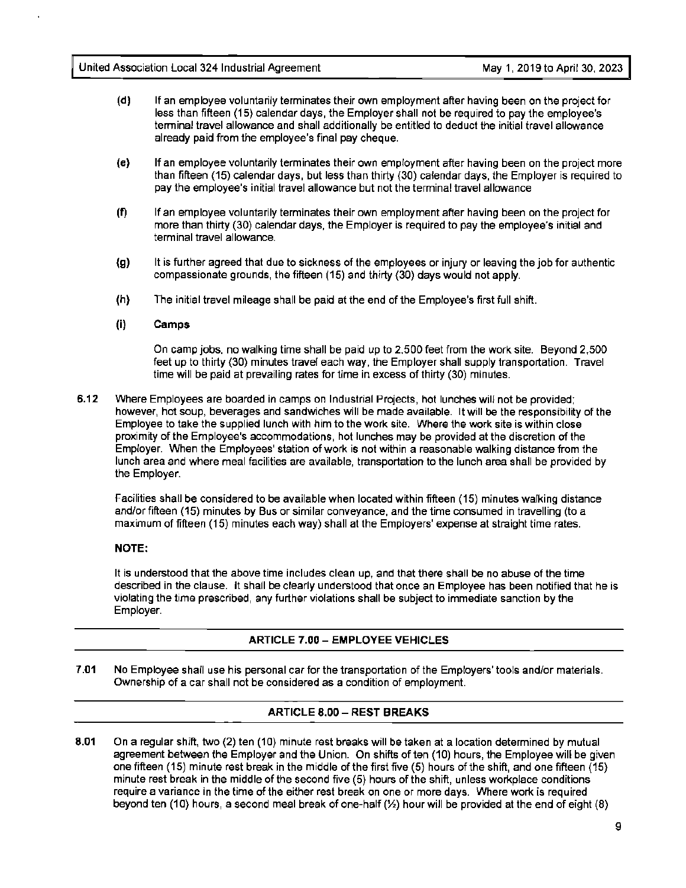(d) If an employee voluntarily terminates their own employment after having been on the project for less than fifteen (15) calendar days, the Employer shall not be required to pay the employee's terminal travel allowance and shall additionally be entitled to deduct the initial travel allowance already paid from the employee's final pay cheque.

(e) If an employee voluntarily terminates their own employment after having been on the project more than fifteen (15) calendar days, but less than thirty (30) calendar days, the Employer is required to pay the employee's initial travel allowance but not the terminal travel allowance

(f) If an employee voluntarily terminates their own employment after having been on the project for more than thirty (30) calendar days, the Employer is required to pay the employee's initial and terminal travel allowance.

(g) It is further agreed that due to sickness of the employees or injury or leaving the job for authentic compassionate grounds, the fifteen (15) and thirty (30) days would not apply.

(h) The initial travel mileage shall be paid at the end of the Employee's first full shift.

(i) **Camps**

On camp jobs, no walking time shall be paid up to 2,500 feet from the work site. Beyond 2,500 feet up to thirty (30) minutes travel each way, the Employer shall supply transportation. Travel time will be paid at prevailing rates for time in excess of thirty (30) minutes.

6.12 Where Employees are boarded in camps on Industrial Projects, hot lunches will not be provided; however, hot soup, beverages and sandwiches will be made available. It will be the responsibility of the Employee to take the supplied lunch with him to the work site. Where the work site is within close proximity of the Employee's accommodations, hot lunches may be provided at the discretion of the Employer. When the Employees' station of work is not within a reasonable walking distance from the lunch area and where meal facilities are available, transportation to the lunch area shall be provided by the Employer.

Facilities shall be considered to be available when located within fifteen (15) minutes walking distance and/or fifteen (15) minutes by Bus or similar conveyance, and the time consumed in travelling (to a maximum of fifteen (15) minutes each way) shall at the Employers' expense at straight time rates.

**NOTE:**

It is understood that the above time includes clean up, and that there shall be no abuse of the time described in the clause. It shall be clearly understood that once an Employee has been notified that he is violating the time prescribed, any further violations shall be subject to immediate sanction by the Employer.

## ARTICLE 7.00 – EMPLOYEE VEHICLES

7.01 No Employee shall use his personal car for the transportation of the Employers' tools and/or materials. Ownership of a car shall not be considered as a condition of employment.

## ARTICLE 8.00 – REST BREAKS

8.01 On a regular shift, two (2) ten (10) minute rest breaks will be taken at a location determined by mutual agreement between the Employer and the Union. On shifts of ten (10) hours, the Employee will be given one fifteen (15) minute rest break in the middle of the first five (5) hours of the shift, and one fifteen (15) minute rest break in the middle of the second five (5) hours of the shift, unless workplace conditions require a variance in the time of the either rest break on one or more days. Where work is required beyond ten (10) hours, a second meal break of one-half (½) hour will be provided at the end of eight (8)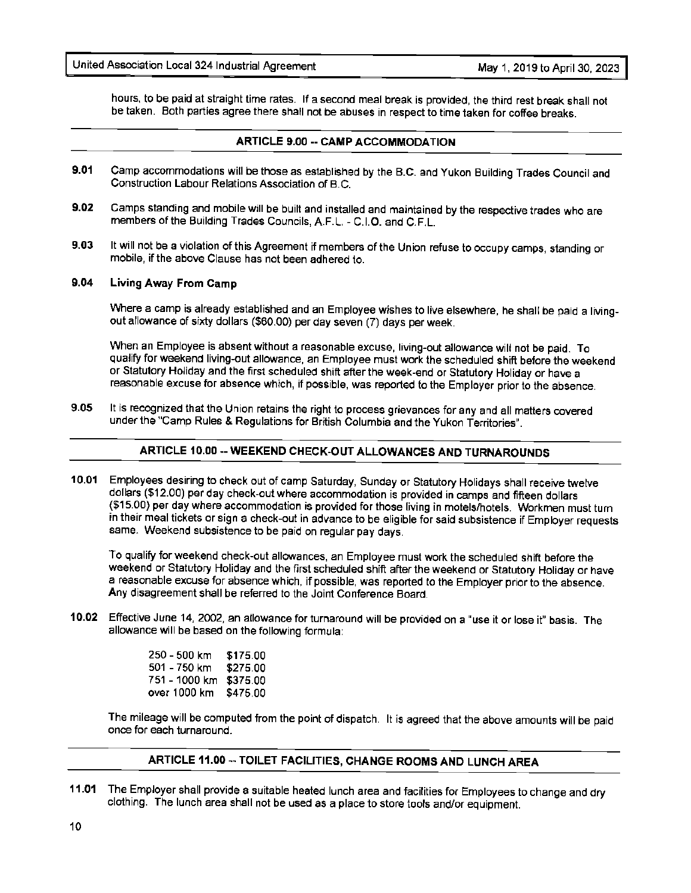hours, to be paid at straight time rates. If a second meal break is provided, the third rest break shall not be taken. Both parties agree there shall not be abuses in respect to time taken for coffee breaks.

## ARTICLE 9.00 -- CAMP ACCOMMODATION

**9.01** Camp accommodations will be those as established by the B.C. and Yukon Building Trades Council and Construction Labour Relations Association of B.C.

**9.02** Camps standing and mobile will be built and installed and maintained by the respective trades who are members of the Building Trades Councils, A.F.L. - C.I.O. and C.F.L.

**9.03** It will not be a violation of this Agreement if members of the Union refuse to occupy camps, standing or mobile, if the above Clause has not been adhered to.

**9.04 Living Away From Camp**

Where a camp is already established and an Employee wishes to live elsewhere, he shall be paid a living-out allowance of sixty dollars ($60.00) per day seven (7) days per week.

When an Employee is absent without a reasonable excuse, living-out allowance will not be paid. To qualify for weekend living-out allowance, an Employee must work the scheduled shift before the weekend or Statutory Holiday and the first scheduled shift after the week-end or Statutory Holiday or have a reasonable excuse for absence which, if possible, was reported to the Employer prior to the absence.

**9.05** It is recognized that the Union retains the right to process grievances for any and all matters covered under the "Camp Rules & Regulations for British Columbia and the Yukon Territories".

## ARTICLE 10.00 -- WEEKEND CHECK-OUT ALLOWANCES AND TURNAROUNDS

**10.01** Employees desiring to check out of camp Saturday, Sunday or Statutory Holidays shall receive twelve dollars ($12.00) per day check-out where accommodation is provided in camps and fifteen dollars ($15.00) per day where accommodation is provided for those living in motels/hotels. Workmen must turn in their meal tickets or sign a check-out in advance to be eligible for said subsistence if Employer requests same. Weekend subsistence to be paid on regular pay days.

To qualify for weekend check-out allowances, an Employee must work the scheduled shift before the weekend or Statutory Holiday and the first scheduled shift after the weekend or Statutory Holiday or have a reasonable excuse for absence which, if possible, was reported to the Employer prior to the absence. Any disagreement shall be referred to the Joint Conference Board.

**10.02** Effective June 14, 2002, an allowance for turnaround will be provided on a "use it or lose it" basis. The allowance will be based on the following formula:

| | |
|---|---|
| 250 - 500 km | $175.00 |
| 501 - 750 km | $275.00 |
| 751 - 1000 km | $375.00 |
| over 1000 km | $475.00 |

The mileage will be computed from the point of dispatch. It is agreed that the above amounts will be paid once for each turnaround.

## ARTICLE 11.00 -- TOILET FACILITIES, CHANGE ROOMS AND LUNCH AREA

**11.01** The Employer shall provide a suitable heated lunch area and facilities for Employees to change and dry clothing. The lunch area shall not be used as a place to store tools and/or equipment.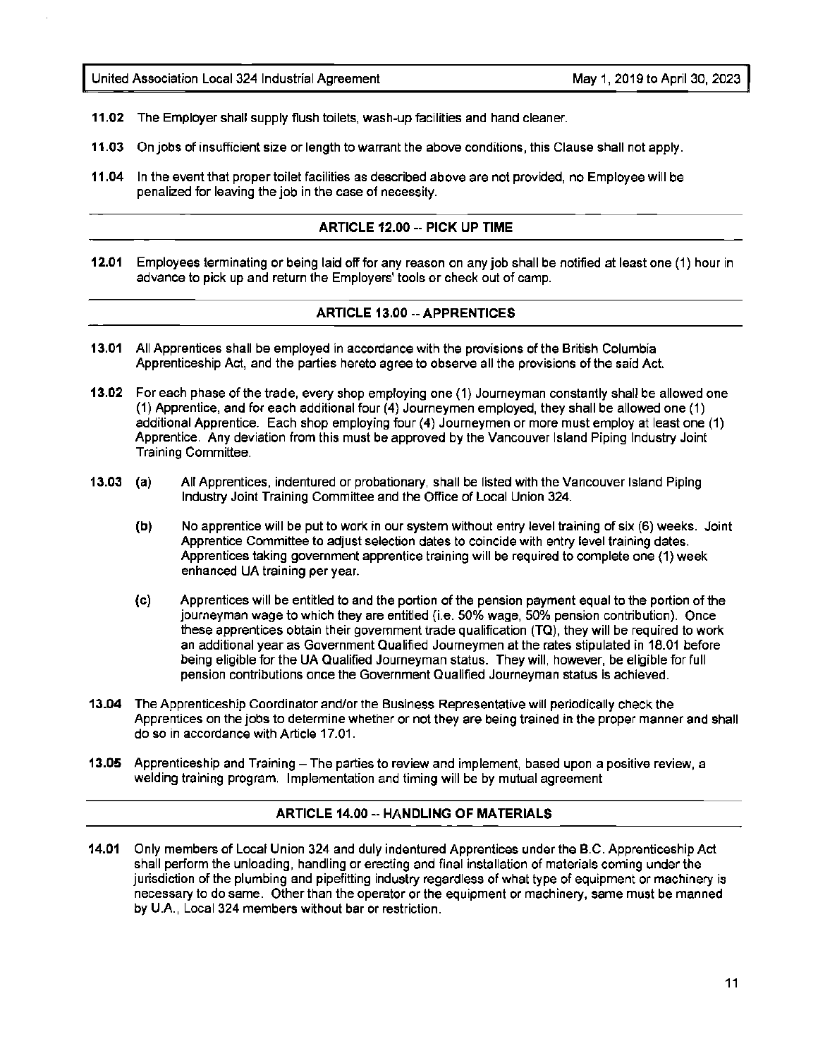**11.02** The Employer shall supply flush toilets, wash-up facilities and hand cleaner.

**11.03** On jobs of insufficient size or length to warrant the above conditions, this Clause shall not apply.

**11.04** In the event that proper toilet facilities as described above are not provided, no Employee will be penalized for leaving the job in the case of necessity.

## ARTICLE 12.00 -- PICK UP TIME

**12.01** Employees terminating or being laid off for any reason on any job shall be notified at least one (1) hour in advance to pick up and return the Employers' tools or check out of camp.

## ARTICLE 13.00 -- APPRENTICES

**13.01** All Apprentices shall be employed in accordance with the provisions of the British Columbia Apprenticeship Act, and the parties hereto agree to observe all the provisions of the said Act.

**13.02** For each phase of the trade, every shop employing one (1) Journeyman constantly shall be allowed one (1) Apprentice, and for each additional four (4) Journeymen employed, they shall be allowed one (1) additional Apprentice. Each shop employing four (4) Journeymen or more must employ at least one (1) Apprentice. Any deviation from this must be approved by the Vancouver Island Piping Industry Joint Training Committee.

**13.03** **(a)** All Apprentices, indentured or probationary, shall be listed with the Vancouver Island Piping Industry Joint Training Committee and the Office of Local Union 324.

**(b)** No apprentice will be put to work in our system without entry level training of six (6) weeks. Joint Apprentice Committee to adjust selection dates to coincide with entry level training dates. Apprentices taking government apprentice training will be required to complete one (1) week enhanced UA training per year.

**(c)** Apprentices will be entitled to and the portion of the pension payment equal to the portion of the journeyman wage to which they are entitled (i.e. 50% wage, 50% pension contribution). Once these apprentices obtain their government trade qualification (TQ), they will be required to work an additional year as Government Qualified Journeymen at the rates stipulated in 18.01 before being eligible for the UA Qualified Journeyman status. They will, however, be eligible for full pension contributions once the Government Qualified Journeyman status is achieved.

**13.04** The Apprenticeship Coordinator and/or the Business Representative will periodically check the Apprentices on the jobs to determine whether or not they are being trained in the proper manner and shall do so in accordance with Article 17.01.

**13.05** Apprenticeship and Training – The parties to review and implement, based upon a positive review, a welding training program. Implementation and timing will be by mutual agreement

## ARTICLE 14.00 -- HANDLING OF MATERIALS

**14.01** Only members of Local Union 324 and duly indentured Apprentices under the B.C. Apprenticeship Act shall perform the unloading, handling or erecting and final installation of materials coming under the jurisdiction of the plumbing and pipefitting industry regardless of what type of equipment or machinery is necessary to do same. Other than the operator or the equipment or machinery, same must be manned by U.A., Local 324 members without bar or restriction.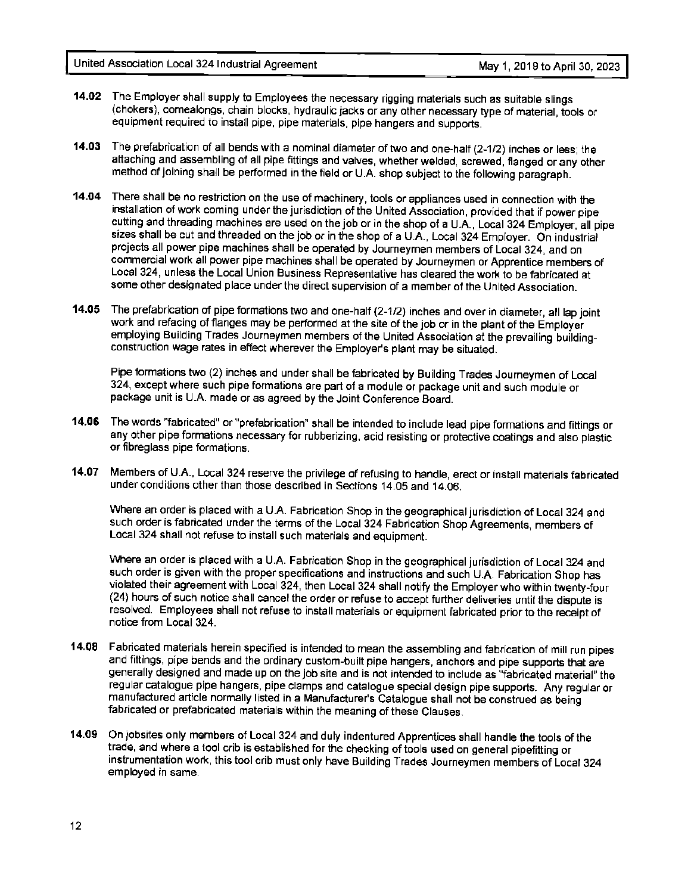**14.02** The Employer shall supply to Employees the necessary rigging materials such as suitable slings (chokers), comealongs, chain blocks, hydraulic jacks or any other necessary type of material, tools or equipment required to install pipe, pipe materials, pipe hangers and supports.

**14.03** The prefabrication of all bends with a nominal diameter of two and one-half (2-1/2) inches or less; the attaching and assembling of all pipe fittings and valves, whether welded, screwed, flanged or any other method of joining shall be performed in the field or U.A. shop subject to the following paragraph.

**14.04** There shall be no restriction on the use of machinery, tools or appliances used in connection with the installation of work coming under the jurisdiction of the United Association, provided that if power pipe cutting and threading machines are used on the job or in the shop of a U.A., Local 324 Employer, all pipe sizes shall be cut and threaded on the job or in the shop of a U.A., Local 324 Employer. On industrial projects all power pipe machines shall be operated by Journeymen members of Local 324, and on commercial work all power pipe machines shall be operated by Journeymen or Apprentice members of Local 324, unless the Local Union Business Representative has cleared the work to be fabricated at some other designated place under the direct supervision of a member of the United Association.

**14.05** The prefabrication of pipe formations two and one-half (2-1/2) inches and over in diameter, all lap joint work and refacing of flanges may be performed at the site of the job or in the plant of the Employer employing Building Trades Journeymen members of the United Association at the prevailing building-construction wage rates in effect wherever the Employer's plant may be situated.

Pipe formations two (2) inches and under shall be fabricated by Building Trades Journeymen of Local 324, except where such pipe formations are part of a module or package unit and such module or package unit is U.A. made or as agreed by the Joint Conference Board.

**14.06** The words "fabricated" or "prefabrication" shall be intended to include lead pipe formations and fittings or any other pipe formations necessary for rubberizing, acid resisting or protective coatings and also plastic or fibreglass pipe formations.

**14.07** Members of U.A., Local 324 reserve the privilege of refusing to handle, erect or install materials fabricated under conditions other than those described in Sections 14.05 and 14.06.

Where an order is placed with a U.A. Fabrication Shop in the geographical jurisdiction of Local 324 and such order is fabricated under the terms of the Local 324 Fabrication Shop Agreements, members of Local 324 shall not refuse to install such materials and equipment.

Where an order is placed with a U.A. Fabrication Shop in the geographical jurisdiction of Local 324 and such order is given with the proper specifications and instructions and such U.A. Fabrication Shop has violated their agreement with Local 324, then Local 324 shall notify the Employer who within twenty-four (24) hours of such notice shall cancel the order or refuse to accept further deliveries until the dispute is resolved. Employees shall not refuse to install materials or equipment fabricated prior to the receipt of notice from Local 324.

**14.08** Fabricated materials herein specified is intended to mean the assembling and fabrication of mill run pipes and fittings, pipe bends and the ordinary custom-built pipe hangers, anchors and pipe supports that are generally designed and made up on the job site and is not intended to include as "fabricated material" the regular catalogue pipe hangers, pipe clamps and catalogue special design pipe supports. Any regular or manufactured article normally listed in a Manufacturer's Catalogue shall not be construed as being fabricated or prefabricated materials within the meaning of these Clauses.

**14.09** On jobsites only members of Local 324 and duly indentured Apprentices shall handle the tools of the trade, and where a tool crib is established for the checking of tools used on general pipefitting or instrumentation work, this tool crib must only have Building Trades Journeymen members of Local 324 employed in same.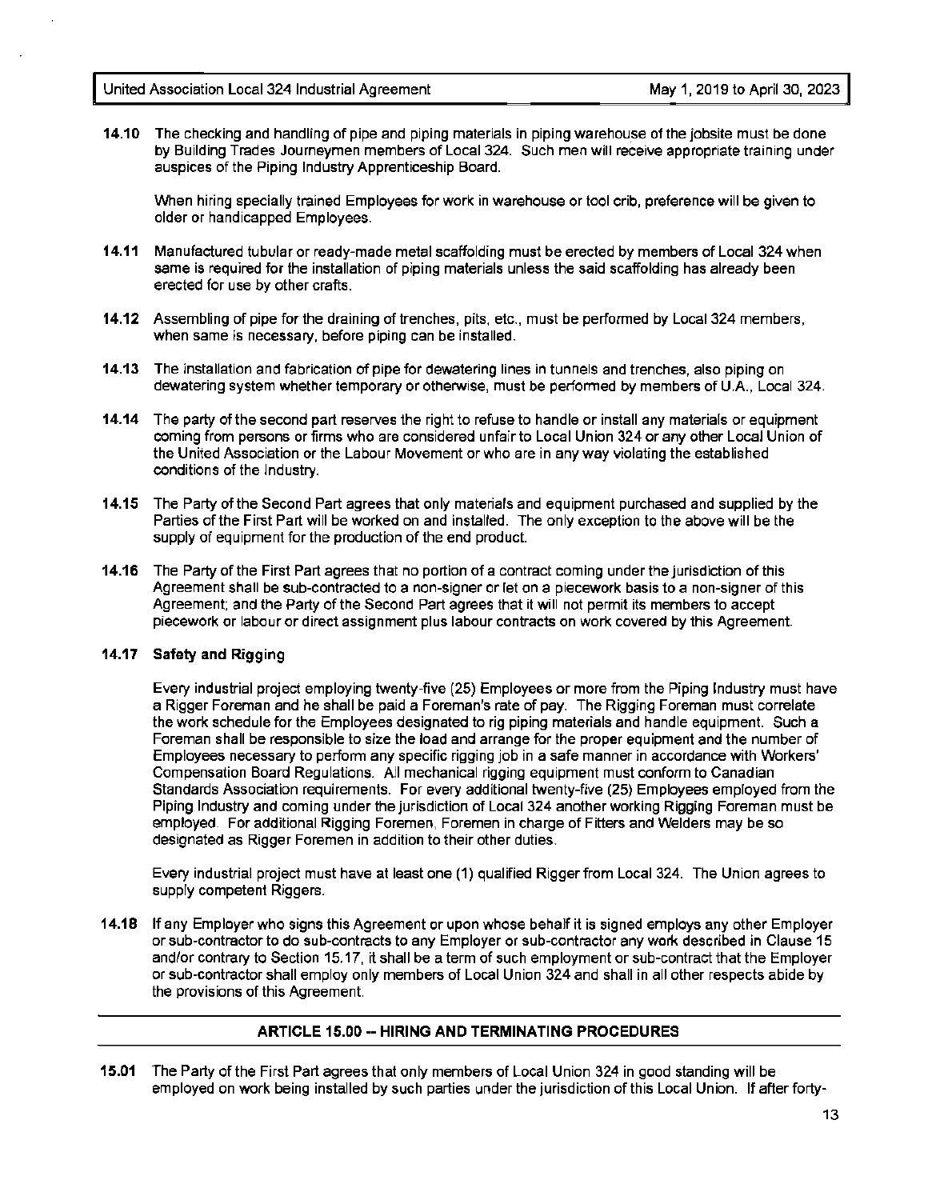**14.10** The checking and handling of pipe and piping materials in piping warehouse of the jobsite must be done by Building Trades Journeymen members of Local 324. Such men will receive appropriate training under auspices of the Piping Industry Apprenticeship Board.

When hiring specially trained Employees for work in warehouse or tool crib, preference will be given to older or handicapped Employees.

**14.11** Manufactured tubular or ready-made metal scaffolding must be erected by members of Local 324 when same is required for the installation of piping materials unless the said scaffolding has already been erected for use by other crafts.

**14.12** Assembling of pipe for the draining of trenches, pits, etc., must be performed by Local 324 members, when same is necessary, before piping can be installed.

**14.13** The installation and fabrication of pipe for dewatering lines in tunnels and trenches, also piping on dewatering system whether temporary or otherwise, must be performed by members of U.A., Local 324.

**14.14** The party of the second part reserves the right to refuse to handle or install any materials or equipment coming from persons or firms who are considered unfair to Local Union 324 or any other Local Union of the United Association or the Labour Movement or who are in any way violating the established conditions of the Industry.

**14.15** The Party of the Second Part agrees that only materials and equipment purchased and supplied by the Parties of the First Part will be worked on and installed. The only exception to the above will be the supply of equipment for the production of the end product.

**14.16** The Party of the First Part agrees that no portion of a contract coming under the jurisdiction of this Agreement shall be sub-contracted to a non-signer or let on a piecework basis to a non-signer of this Agreement; and the Party of the Second Part agrees that it will not permit its members to accept piecework or labour or direct assignment plus labour contracts on work covered by this Agreement.

**14.17 Safety and Rigging**

Every industrial project employing twenty-five (25) Employees or more from the Piping Industry must have a Rigger Foreman and he shall be paid a Foreman's rate of pay. The Rigging Foreman must correlate the work schedule for the Employees designated to rig piping materials and handle equipment. Such a Foreman shall be responsible to size the load and arrange for the proper equipment and the number of Employees necessary to perform any specific rigging job in a safe manner in accordance with Workers' Compensation Board Regulations. All mechanical rigging equipment must conform to Canadian Standards Association requirements. For every additional twenty-five (25) Employees employed from the Piping Industry and coming under the jurisdiction of Local 324 another working Rigging Foreman must be employed. For additional Rigging Foremen, Foremen in charge of Fitters and Welders may be so designated as Rigger Foremen in addition to their other duties.

Every industrial project must have at least one (1) qualified Rigger from Local 324. The Union agrees to supply competent Riggers.

**14.18** If any Employer who signs this Agreement or upon whose behalf it is signed employs any other Employer or sub-contractor to do sub-contracts to any Employer or sub-contractor any work described in Clause 15 and/or contrary to Section 15.17, it shall be a term of such employment or sub-contract that the Employer or sub-contractor shall employ only members of Local Union 324 and shall in all other respects abide by the provisions of this Agreement.

## ARTICLE 15.00 -- HIRING AND TERMINATING PROCEDURES

**15.01** The Party of the First Part agrees that only members of Local Union 324 in good standing will be employed on work being installed by such parties under the jurisdiction of this Local Union. If after forty-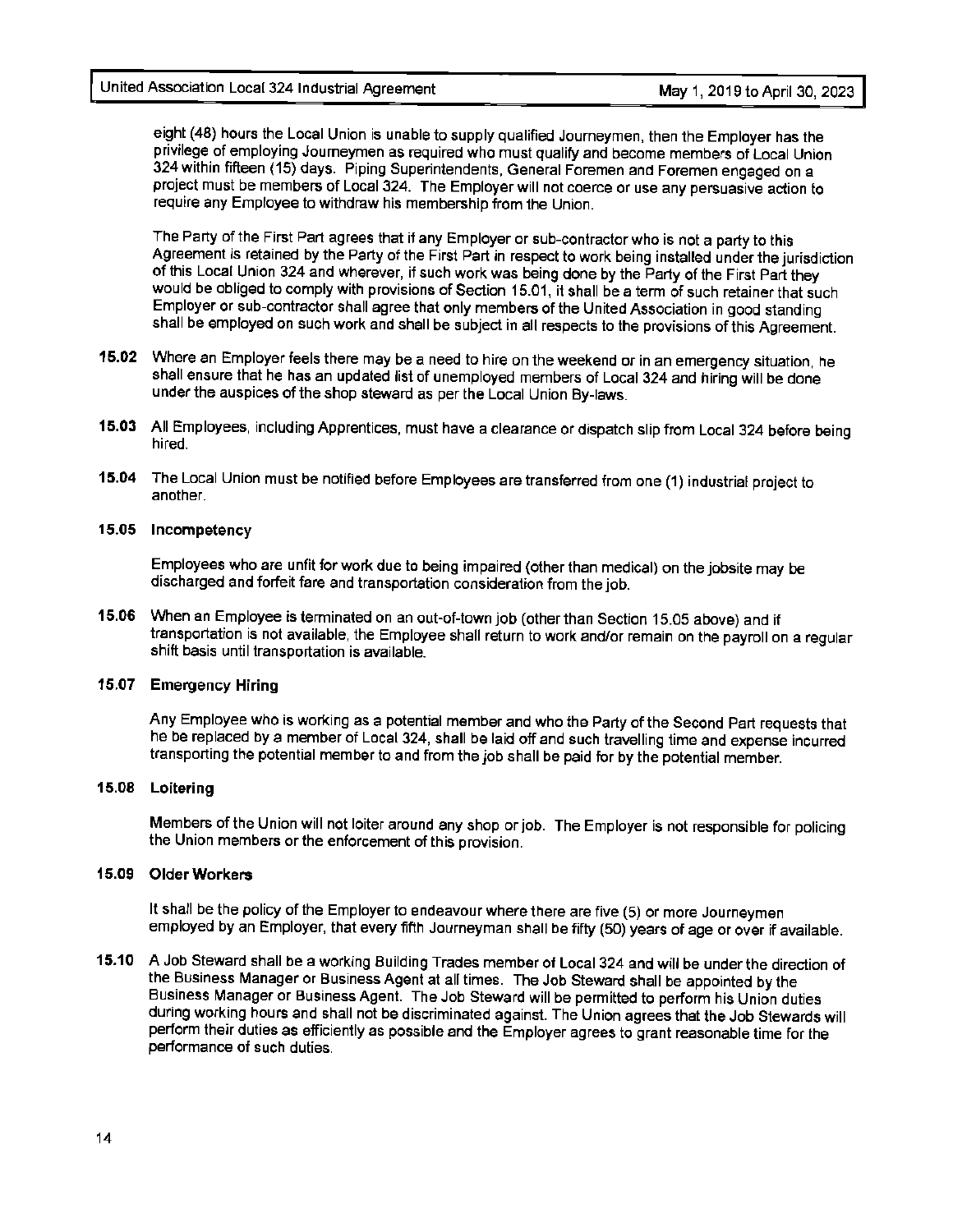eight (48) hours the Local Union is unable to supply qualified Journeymen, then the Employer has the privilege of employing Journeymen as required who must qualify and become members of Local Union 324 within fifteen (15) days. Piping Superintendents, General Foremen and Foremen engaged on a project must be members of Local 324. The Employer will not coerce or use any persuasive action to require any Employee to withdraw his membership from the Union.

The Party of the First Part agrees that if any Employer or sub-contractor who is not a party to this Agreement is retained by the Party of the First Part in respect to work being installed under the jurisdiction of this Local Union 324 and wherever, if such work was being done by the Party of the First Part they would be obliged to comply with provisions of Section 15.01, it shall be a term of such retainer that such Employer or sub-contractor shall agree that only members of the United Association in good standing shall be employed on such work and shall be subject in all respects to the provisions of this Agreement.

**15.02** Where an Employer feels there may be a need to hire on the weekend or in an emergency situation, he shall ensure that he has an updated list of unemployed members of Local 324 and hiring will be done under the auspices of the shop steward as per the Local Union By-laws.

**15.03** All Employees, including Apprentices, must have a clearance or dispatch slip from Local 324 before being hired.

**15.04** The Local Union must be notified before Employees are transferred from one (1) industrial project to another.

**15.05 Incompetency**

Employees who are unfit for work due to being impaired (other than medical) on the jobsite may be discharged and forfeit fare and transportation consideration from the job.

**15.06** When an Employee is terminated on an out-of-town job (other than Section 15.05 above) and if transportation is not available, the Employee shall return to work and/or remain on the payroll on a regular shift basis until transportation is available.

**15.07 Emergency Hiring**

Any Employee who is working as a potential member and who the Party of the Second Part requests that he be replaced by a member of Local 324, shall be laid off and such travelling time and expense incurred transporting the potential member to and from the job shall be paid for by the potential member.

**15.08 Loitering**

Members of the Union will not loiter around any shop or job. The Employer is not responsible for policing the Union members or the enforcement of this provision.

**15.09 Older Workers**

It shall be the policy of the Employer to endeavour where there are five (5) or more Journeymen employed by an Employer, that every fifth Journeyman shall be fifty (50) years of age or over if available.

**15.10** A Job Steward shall be a working Building Trades member of Local 324 and will be under the direction of the Business Manager or Business Agent at all times. The Job Steward shall be appointed by the Business Manager or Business Agent. The Job Steward will be permitted to perform his Union duties during working hours and shall not be discriminated against. The Union agrees that the Job Stewards will perform their duties as efficiently as possible and the Employer agrees to grant reasonable time for the performance of such duties.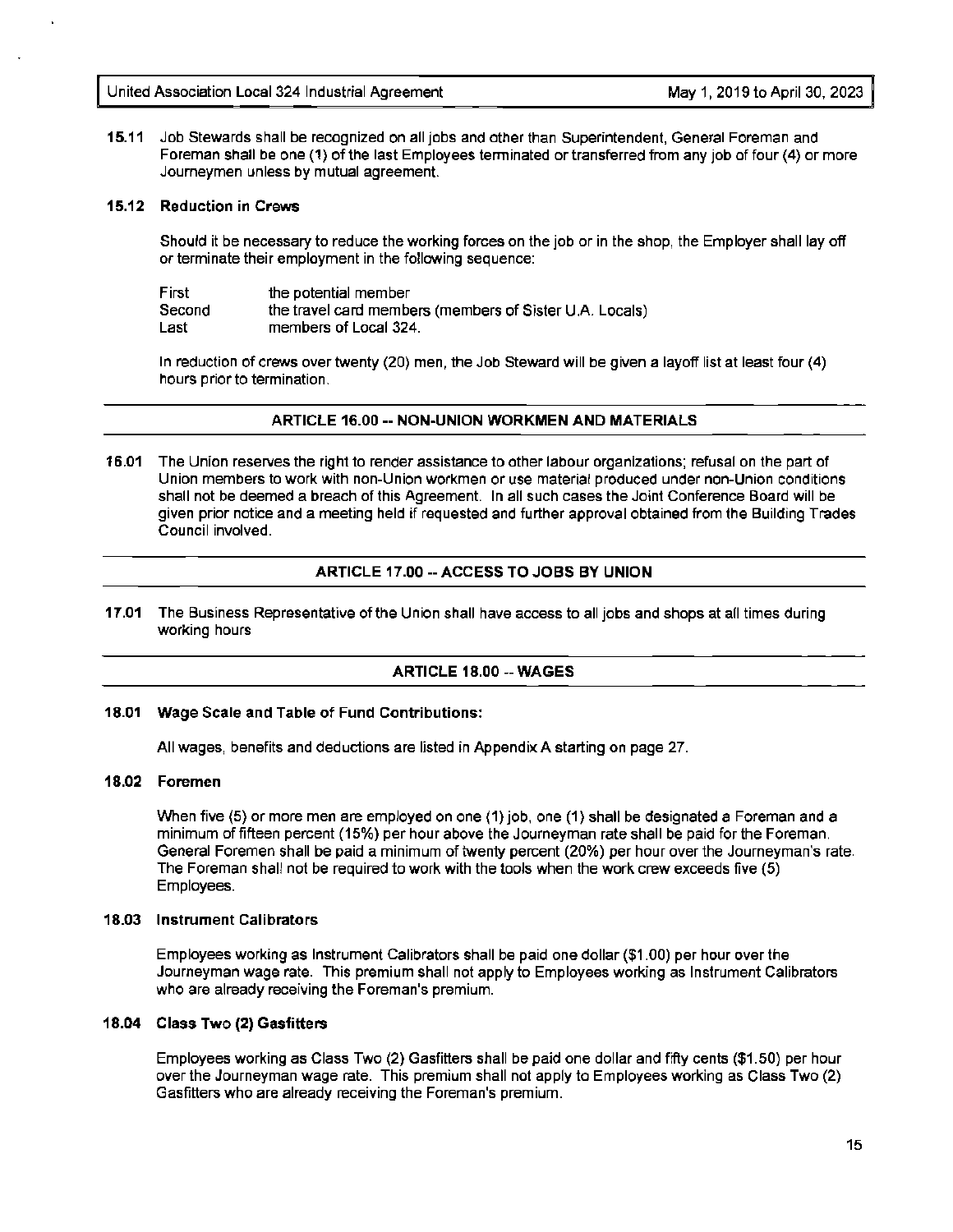**15.11** Job Stewards shall be recognized on all jobs and other than Superintendent, General Foreman and Foreman shall be one (1) of the last Employees terminated or transferred from any job of four (4) or more Journeymen unless by mutual agreement.

**15.12 Reduction in Crews**

Should it be necessary to reduce the working forces on the job or in the shop, the Employer shall lay off or terminate their employment in the following sequence:

| | |
|---|---|
| First | the potential member |
| Second | the travel card members (members of Sister U.A. Locals) |
| Last | members of Local 324. |

In reduction of crews over twenty (20) men, the Job Steward will be given a layoff list at least four (4) hours prior to termination.

## ARTICLE 16.00 -- NON-UNION WORKMEN AND MATERIALS

**16.01** The Union reserves the right to render assistance to other labour organizations; refusal on the part of Union members to work with non-Union workmen or use material produced under non-Union conditions shall not be deemed a breach of this Agreement. In all such cases the Joint Conference Board will be given prior notice and a meeting held if requested and further approval obtained from the Building Trades Council involved.

## ARTICLE 17.00 -- ACCESS TO JOBS BY UNION

**17.01** The Business Representative of the Union shall have access to all jobs and shops at all times during working hours

## ARTICLE 18.00 -- WAGES

**18.01 Wage Scale and Table of Fund Contributions:**

All wages, benefits and deductions are listed in Appendix A starting on page 27.

**18.02 Foremen**

When five (5) or more men are employed on one (1) job, one (1) shall be designated a Foreman and a minimum of fifteen percent (15%) per hour above the Journeyman rate shall be paid for the Foreman. General Foremen shall be paid a minimum of twenty percent (20%) per hour over the Journeyman's rate. The Foreman shall not be required to work with the tools when the work crew exceeds five (5) Employees.

**18.03 Instrument Calibrators**

Employees working as Instrument Calibrators shall be paid one dollar ($1.00) per hour over the Journeyman wage rate. This premium shall not apply to Employees working as Instrument Calibrators who are already receiving the Foreman's premium.

**18.04 Class Two (2) Gasfitters**

Employees working as Class Two (2) Gasfitters shall be paid one dollar and fifty cents ($1.50) per hour over the Journeyman wage rate. This premium shall not apply to Employees working as Class Two (2) Gasfitters who are already receiving the Foreman's premium.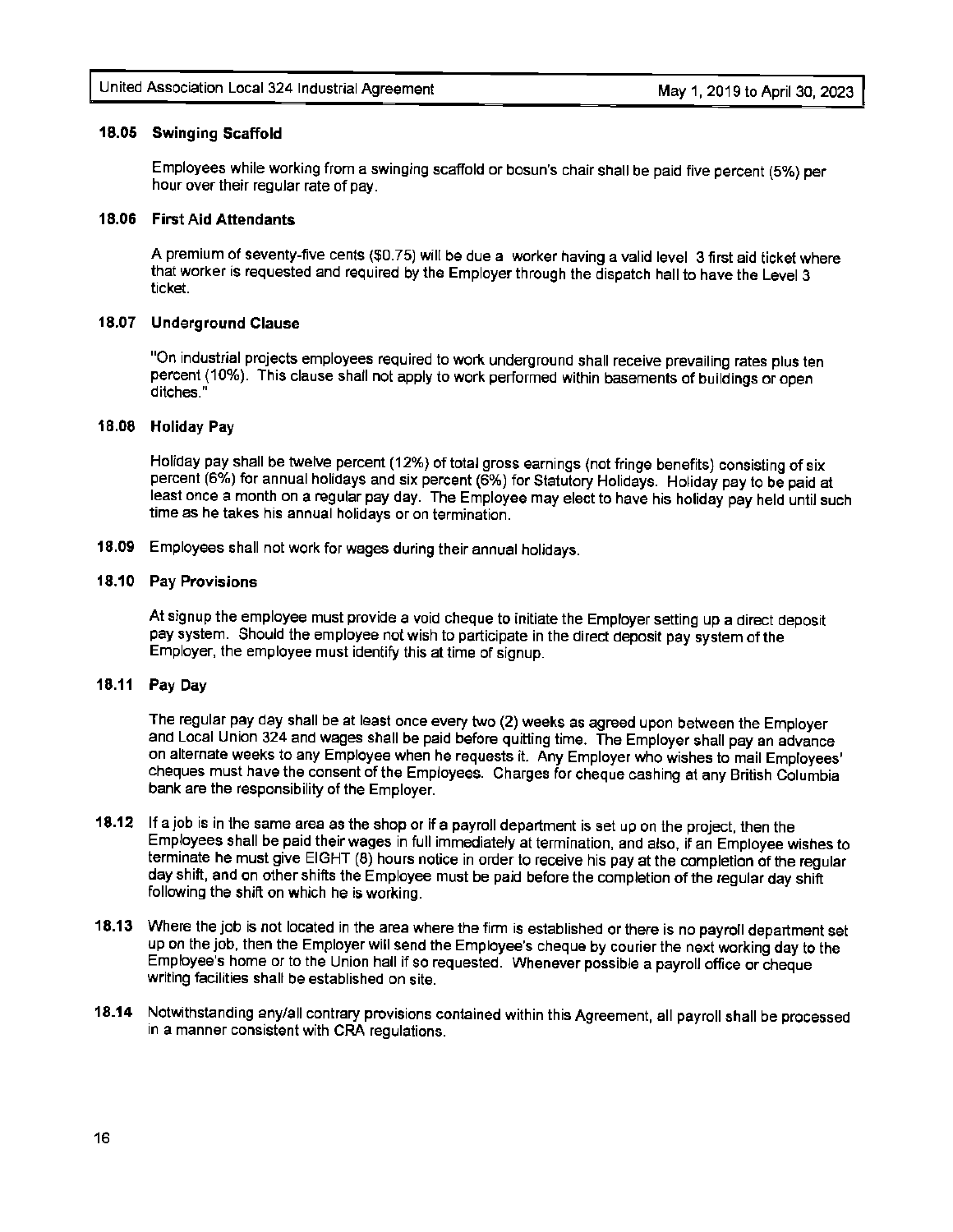### 18.05 Swinging Scaffold

Employees while working from a swinging scaffold or bosun's chair shall be paid five percent (5%) per hour over their regular rate of pay.

### 18.06 First Aid Attendants

A premium of seventy-five cents ($0.75) will be due a worker having a valid level 3 first aid ticket where that worker is requested and required by the Employer through the dispatch hall to have the Level 3 ticket.

### 18.07 Underground Clause

"On industrial projects employees required to work underground shall receive prevailing rates plus ten percent (10%). This clause shall not apply to work performed within basements of buildings or open ditches."

### 18.08 Holiday Pay

Holiday pay shall be twelve percent (12%) of total gross earnings (not fringe benefits) consisting of six percent (6%) for annual holidays and six percent (6%) for Statutory Holidays. Holiday pay to be paid at least once a month on a regular pay day. The Employee may elect to have his holiday pay held until such time as he takes his annual holidays or on termination.

**18.09** Employees shall not work for wages during their annual holidays.

### 18.10 Pay Provisions

At signup the employee must provide a void cheque to initiate the Employer setting up a direct deposit pay system. Should the employee not wish to participate in the direct deposit pay system of the Employer, the employee must identify this at time of signup.

### 18.11 Pay Day

The regular pay day shall be at least once every two (2) weeks as agreed upon between the Employer and Local Union 324 and wages shall be paid before quitting time. The Employer shall pay an advance on alternate weeks to any Employee when he requests it. Any Employer who wishes to mail Employees' cheques must have the consent of the Employees. Charges for cheque cashing at any British Columbia bank are the responsibility of the Employer.

**18.12** If a job is in the same area as the shop or if a payroll department is set up on the project, then the Employees shall be paid their wages in full immediately at termination, and also, if an Employee wishes to terminate he must give EIGHT (8) hours notice in order to receive his pay at the completion of the regular day shift, and on other shifts the Employee must be paid before the completion of the regular day shift following the shift on which he is working.

**18.13** Where the job is not located in the area where the firm is established or there is no payroll department set up on the job, then the Employer will send the Employee's cheque by courier the next working day to the Employee's home or to the Union hall if so requested. Whenever possible a payroll office or cheque writing facilities shall be established on site.

**18.14** Notwithstanding any/all contrary provisions contained within this Agreement, all payroll shall be processed in a manner consistent with CRA regulations.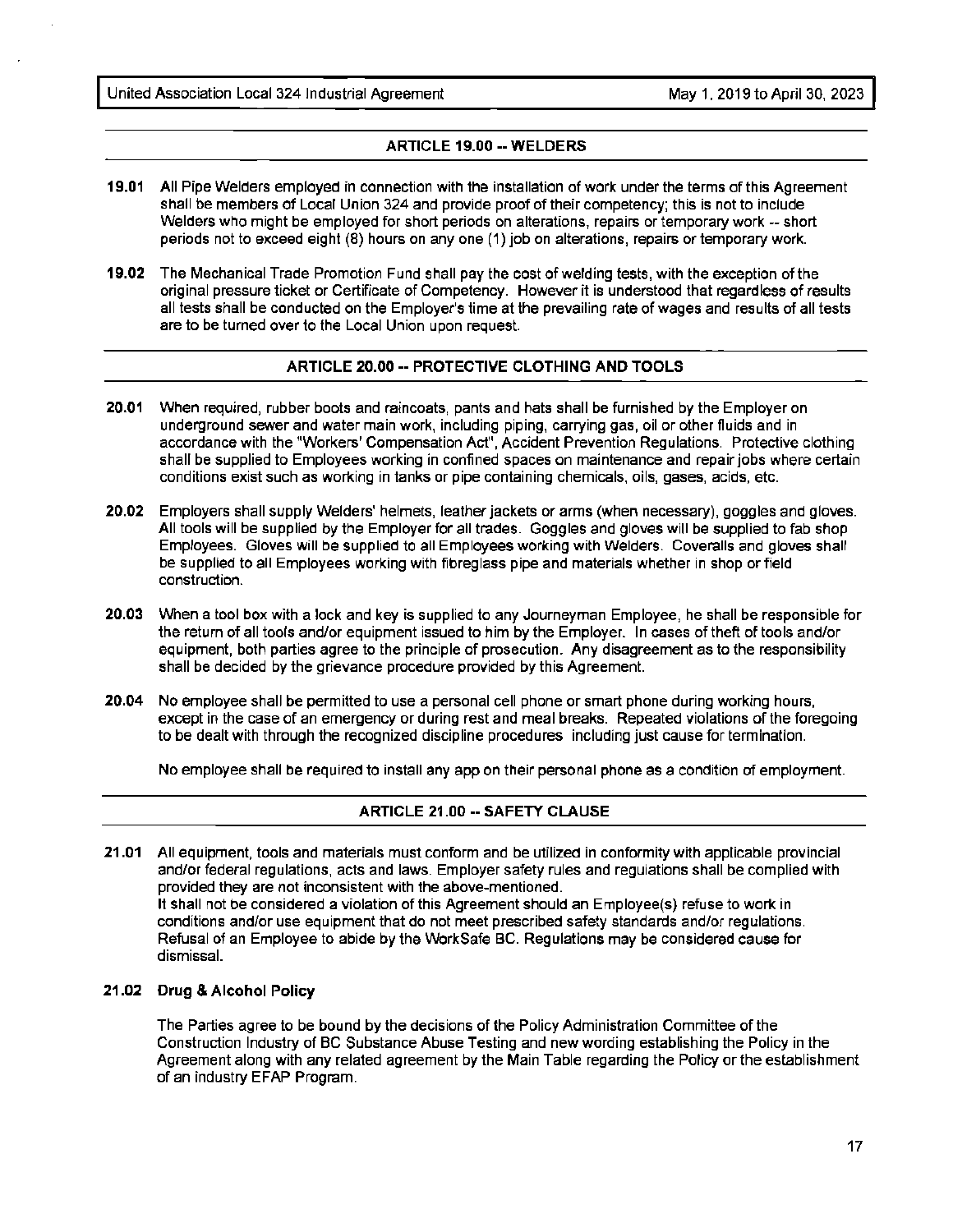## ARTICLE 19.00 -- WELDERS

**19.01** All Pipe Welders employed in connection with the installation of work under the terms of this Agreement shall be members of Local Union 324 and provide proof of their competency; this is not to include Welders who might be employed for short periods on alterations, repairs or temporary work -- short periods not to exceed eight (8) hours on any one (1) job on alterations, repairs or temporary work.

**19.02** The Mechanical Trade Promotion Fund shall pay the cost of welding tests, with the exception of the original pressure ticket or Certificate of Competency. However it is understood that regardless of results all tests shall be conducted on the Employer's time at the prevailing rate of wages and results of all tests are to be turned over to the Local Union upon request.

## ARTICLE 20.00 -- PROTECTIVE CLOTHING AND TOOLS

**20.01** When required, rubber boots and raincoats, pants and hats shall be furnished by the Employer on underground sewer and water main work, including piping, carrying gas, oil or other fluids and in accordance with the "Workers' Compensation Act", Accident Prevention Regulations. Protective clothing shall be supplied to Employees working in confined spaces on maintenance and repair jobs where certain conditions exist such as working in tanks or pipe containing chemicals, oils, gases, acids, etc.

**20.02** Employers shall supply Welders' helmets, leather jackets or arms (when necessary), goggles and gloves. All tools will be supplied by the Employer for all trades. Goggles and gloves will be supplied to fab shop Employees. Gloves will be supplied to all Employees working with Welders. Coveralls and gloves shall be supplied to all Employees working with fibreglass pipe and materials whether in shop or field construction.

**20.03** When a tool box with a lock and key is supplied to any Journeyman Employee, he shall be responsible for the return of all tools and/or equipment issued to him by the Employer. In cases of theft of tools and/or equipment, both parties agree to the principle of prosecution. Any disagreement as to the responsibility shall be decided by the grievance procedure provided by this Agreement.

**20.04** No employee shall be permitted to use a personal cell phone or smart phone during working hours, except in the case of an emergency or during rest and meal breaks. Repeated violations of the foregoing to be dealt with through the recognized discipline procedures including just cause for termination.

No employee shall be required to install any app on their personal phone as a condition of employment.

## ARTICLE 21.00 -- SAFETY CLAUSE

**21.01** All equipment, tools and materials must conform and be utilized in conformity with applicable provincial and/or federal regulations, acts and laws. Employer safety rules and regulations shall be complied with provided they are not inconsistent with the above-mentioned.
It shall not be considered a violation of this Agreement should an Employee(s) refuse to work in conditions and/or use equipment that do not meet prescribed safety standards and/or regulations. Refusal of an Employee to abide by the WorkSafe BC. Regulations may be considered cause for dismissal.

**21.02 Drug & Alcohol Policy**

The Parties agree to be bound by the decisions of the Policy Administration Committee of the Construction Industry of BC Substance Abuse Testing and new wording establishing the Policy in the Agreement along with any related agreement by the Main Table regarding the Policy or the establishment of an industry EFAP Program.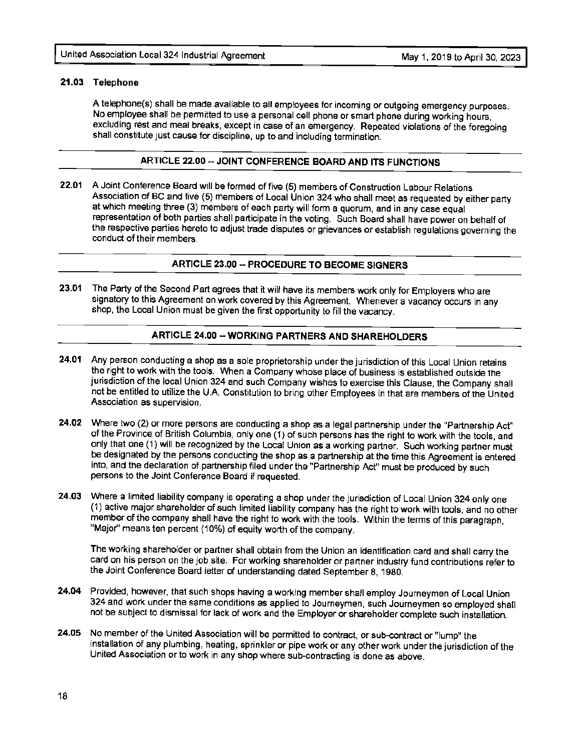### 21.03 Telephone

A telephone(s) shall be made available to all employees for incoming or outgoing emergency purposes. No employee shall be permitted to use a personal cell phone or smart phone during working hours, excluding rest and meal breaks, except in case of an emergency. Repeated violations of the foregoing shall constitute just cause for discipline, up to and including termination.

## ARTICLE 22.00 -- JOINT CONFERENCE BOARD AND ITS FUNCTIONS

**22.01** A Joint Conference Board will be formed of five (5) members of Construction Labour Relations Association of BC and five (5) members of Local Union 324 who shall meet as requested by either party at which meeting three (3) members of each party will form a quorum, and in any case equal representation of both parties shall participate in the voting. Such Board shall have power on behalf of the respective parties hereto to adjust trade disputes or grievances or establish regulations governing the conduct of their members.

## ARTICLE 23.00 -- PROCEDURE TO BECOME SIGNERS

**23.01** The Party of the Second Part agrees that it will have its members work only for Employers who are signatory to this Agreement on work covered by this Agreement. Whenever a vacancy occurs in any shop, the Local Union must be given the first opportunity to fill the vacancy.

## ARTICLE 24.00 -- WORKING PARTNERS AND SHAREHOLDERS

**24.01** Any person conducting a shop as a sole proprietorship under the jurisdiction of this Local Union retains the right to work with the tools. When a Company whose place of business is established outside the jurisdiction of the local Union 324 and such Company wishes to exercise this Clause, the Company shall not be entitled to utilize the U.A. Constitution to bring other Employees in that are members of the United Association as supervision.

**24.02** Where two (2) or more persons are conducting a shop as a legal partnership under the "Partnership Act" of the Province of British Columbia, only one (1) of such persons has the right to work with the tools, and only that one (1) will be recognized by the Local Union as a working partner. Such working partner must be designated by the persons conducting the shop as a partnership at the time this Agreement is entered into, and the declaration of partnership filed under the "Partnership Act" must be produced by such persons to the Joint Conference Board if requested.

**24.03** Where a limited liability company is operating a shop under the jurisdiction of Local Union 324 only one (1) active major shareholder of such limited liability company has the right to work with tools, and no other member of the company shall have the right to work with the tools. Within the terms of this paragraph, "Major" means ten percent (10%) of equity worth of the company.

The working shareholder or partner shall obtain from the Union an identification card and shall carry the card on his person on the job site. For working shareholder or partner industry fund contributions refer to the Joint Conference Board letter of understanding dated September 8, 1980.

**24.04** Provided, however, that such shops having a working member shall employ Journeymen of Local Union 324 and work under the same conditions as applied to Journeymen, such Journeymen so employed shall not be subject to dismissal for lack of work and the Employer or shareholder complete such installation.

**24.05** No member of the United Association will be permitted to contract, or sub-contract or "lump" the installation of any plumbing, heating, sprinkler or pipe work or any other work under the jurisdiction of the United Association or to work in any shop where sub-contracting is done as above.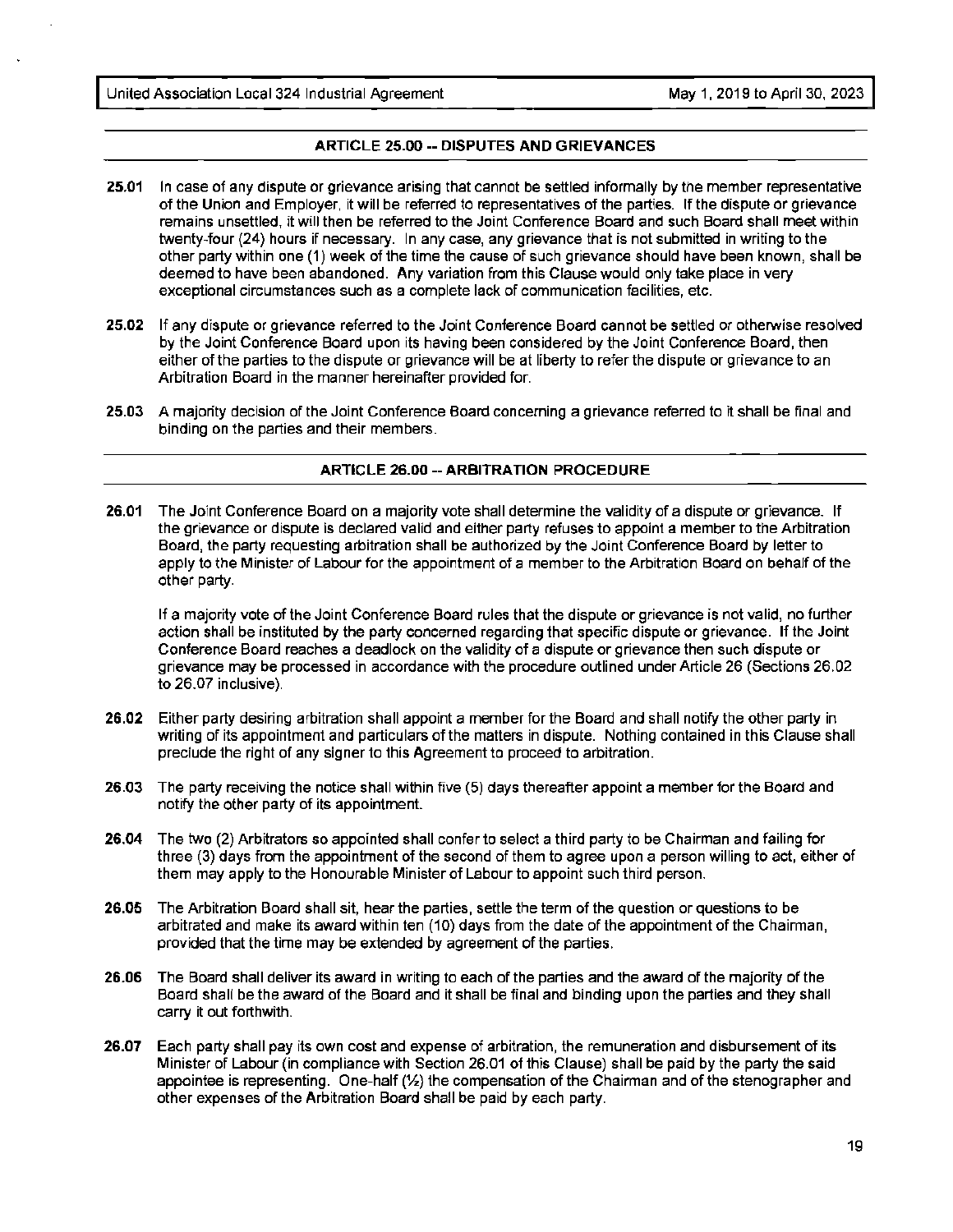## ARTICLE 25.00 -- DISPUTES AND GRIEVANCES

**25.01** In case of any dispute or grievance arising that cannot be settled informally by the member representative of the Union and Employer, it will be referred to representatives of the parties. If the dispute or grievance remains unsettled, it will then be referred to the Joint Conference Board and such Board shall meet within twenty-four (24) hours if necessary. In any case, any grievance that is not submitted in writing to the other party within one (1) week of the time the cause of such grievance should have been known, shall be deemed to have been abandoned. Any variation from this Clause would only take place in very exceptional circumstances such as a complete lack of communication facilities, etc.

**25.02** If any dispute or grievance referred to the Joint Conference Board cannot be settled or otherwise resolved by the Joint Conference Board upon its having been considered by the Joint Conference Board, then either of the parties to the dispute or grievance will be at liberty to refer the dispute or grievance to an Arbitration Board in the manner hereinafter provided for.

**25.03** A majority decision of the Joint Conference Board concerning a grievance referred to it shall be final and binding on the parties and their members.

## ARTICLE 26.00 -- ARBITRATION PROCEDURE

**26.01** The Joint Conference Board on a majority vote shall determine the validity of a dispute or grievance. If the grievance or dispute is declared valid and either party refuses to appoint a member to the Arbitration Board, the party requesting arbitration shall be authorized by the Joint Conference Board by letter to apply to the Minister of Labour for the appointment of a member to the Arbitration Board on behalf of the other party.

If a majority vote of the Joint Conference Board rules that the dispute or grievance is not valid, no further action shall be instituted by the party concerned regarding that specific dispute or grievance. If the Joint Conference Board reaches a deadlock on the validity of a dispute or grievance then such dispute or grievance may be processed in accordance with the procedure outlined under Article 26 (Sections 26.02 to 26.07 inclusive).

**26.02** Either party desiring arbitration shall appoint a member for the Board and shall notify the other party in writing of its appointment and particulars of the matters in dispute. Nothing contained in this Clause shall preclude the right of any signer to this Agreement to proceed to arbitration.

**26.03** The party receiving the notice shall within five (5) days thereafter appoint a member for the Board and notify the other party of its appointment.

**26.04** The two (2) Arbitrators so appointed shall confer to select a third party to be Chairman and failing for three (3) days from the appointment of the second of them to agree upon a person willing to act, either of them may apply to the Honourable Minister of Labour to appoint such third person.

**26.05** The Arbitration Board shall sit, hear the parties, settle the term of the question or questions to be arbitrated and make its award within ten (10) days from the date of the appointment of the Chairman, provided that the time may be extended by agreement of the parties.

**26.06** The Board shall deliver its award in writing to each of the parties and the award of the majority of the Board shall be the award of the Board and it shall be final and binding upon the parties and they shall carry it out forthwith.

**26.07** Each party shall pay its own cost and expense of arbitration, the remuneration and disbursement of its Minister of Labour (in compliance with Section 26.01 of this Clause) shall be paid by the party the said appointee is representing. One-half (½) the compensation of the Chairman and of the stenographer and other expenses of the Arbitration Board shall be paid by each party.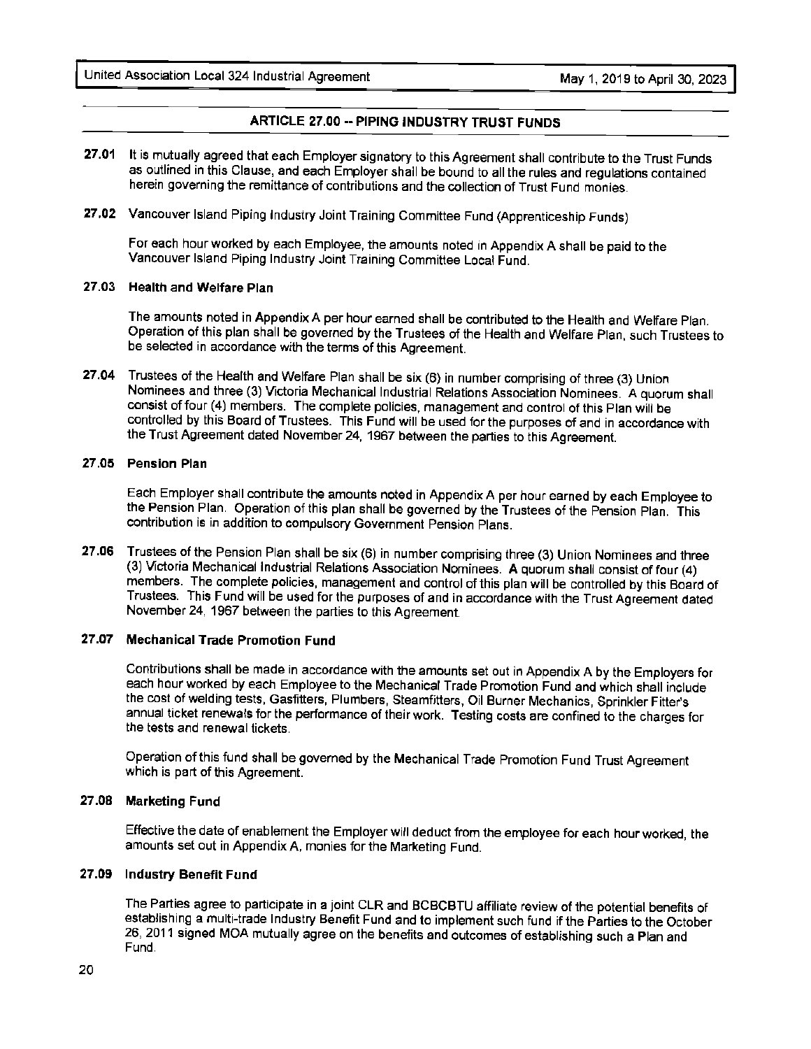## ARTICLE 27.00 -- PIPING INDUSTRY TRUST FUNDS

**27.01** It is mutually agreed that each Employer signatory to this Agreement shall contribute to the Trust Funds as outlined in this Clause, and each Employer shall be bound to all the rules and regulations contained herein governing the remittance of contributions and the collection of Trust Fund monies.

**27.02** Vancouver Island Piping Industry Joint Training Committee Fund (Apprenticeship Funds)

For each hour worked by each Employee, the amounts noted in Appendix A shall be paid to the Vancouver Island Piping Industry Joint Training Committee Local Fund.

**27.03 Health and Welfare Plan**

The amounts noted in Appendix A per hour earned shall be contributed to the Health and Welfare Plan. Operation of this plan shall be governed by the Trustees of the Health and Welfare Plan, such Trustees to be selected in accordance with the terms of this Agreement.

**27.04** Trustees of the Health and Welfare Plan shall be six (6) in number comprising of three (3) Union Nominees and three (3) Victoria Mechanical Industrial Relations Association Nominees. A quorum shall consist of four (4) members. The complete policies, management and control of this Plan will be controlled by this Board of Trustees. This Fund will be used for the purposes of and in accordance with the Trust Agreement dated November 24, 1967 between the parties to this Agreement.

**27.05 Pension Plan**

Each Employer shall contribute the amounts noted in Appendix A per hour earned by each Employee to the Pension Plan. Operation of this plan shall be governed by the Trustees of the Pension Plan. This contribution is in addition to compulsory Government Pension Plans.

**27.06** Trustees of the Pension Plan shall be six (6) in number comprising three (3) Union Nominees and three (3) Victoria Mechanical Industrial Relations Association Nominees. A quorum shall consist of four (4) members. The complete policies, management and control of this plan will be controlled by this Board of Trustees. This Fund will be used for the purposes of and in accordance with the Trust Agreement dated November 24, 1967 between the parties to this Agreement.

**27.07 Mechanical Trade Promotion Fund**

Contributions shall be made in accordance with the amounts set out in Appendix A by the Employers for each hour worked by each Employee to the Mechanical Trade Promotion Fund and which shall include the cost of welding tests, Gasfitters, Plumbers, Steamfitters, Oil Burner Mechanics, Sprinkler Fitter's annual ticket renewals for the performance of their work. Testing costs are confined to the charges for the tests and renewal tickets.

Operation of this fund shall be governed by the Mechanical Trade Promotion Fund Trust Agreement which is part of this Agreement.

**27.08 Marketing Fund**

Effective the date of enablement the Employer will deduct from the employee for each hour worked, the amounts set out in Appendix A, monies for the Marketing Fund.

**27.09 Industry Benefit Fund**

The Parties agree to participate in a joint CLR and BCBCBTU affiliate review of the potential benefits of establishing a multi-trade Industry Benefit Fund and to implement such fund if the Parties to the October 26, 2011 signed MOA mutually agree on the benefits and outcomes of establishing such a Plan and Fund.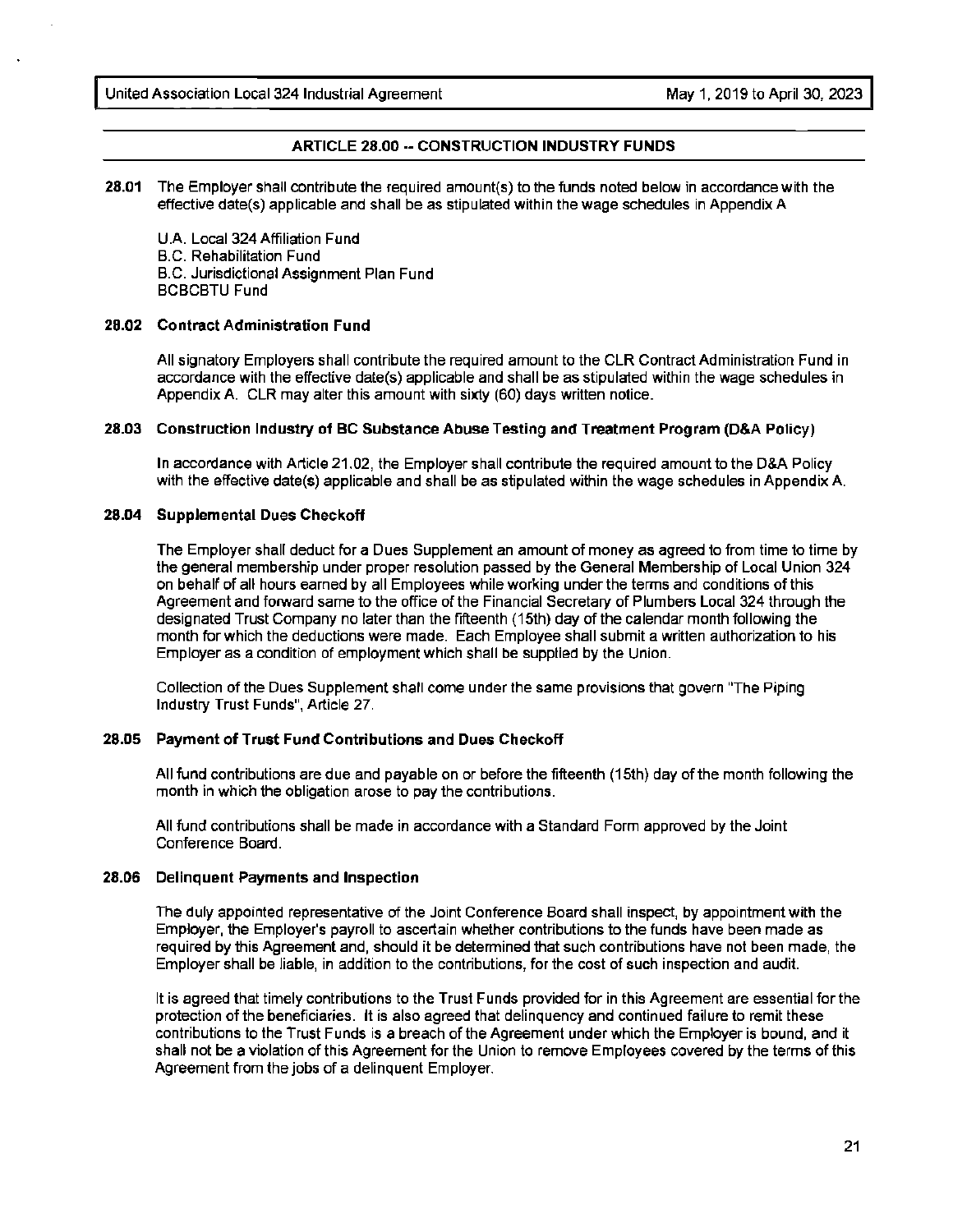## ARTICLE 28.00 -- CONSTRUCTION INDUSTRY FUNDS

**28.01** The Employer shall contribute the required amount(s) to the funds noted below in accordance with the effective date(s) applicable and shall be as stipulated within the wage schedules in Appendix A

U.A. Local 324 Affiliation Fund
B.C. Rehabilitation Fund
B.C. Jurisdictional Assignment Plan Fund
BCBCBTU Fund

**28.02 Contract Administration Fund**

All signatory Employers shall contribute the required amount to the CLR Contract Administration Fund in accordance with the effective date(s) applicable and shall be as stipulated within the wage schedules in Appendix A. CLR may alter this amount with sixty (60) days written notice.

**28.03 Construction Industry of BC Substance Abuse Testing and Treatment Program (D&A Policy)**

In accordance with Article 21.02, the Employer shall contribute the required amount to the D&A Policy with the effective date(s) applicable and shall be as stipulated within the wage schedules in Appendix A.

**28.04 Supplemental Dues Checkoff**

The Employer shall deduct for a Dues Supplement an amount of money as agreed to from time to time by the general membership under proper resolution passed by the General Membership of Local Union 324 on behalf of all hours earned by all Employees while working under the terms and conditions of this Agreement and forward same to the office of the Financial Secretary of Plumbers Local 324 through the designated Trust Company no later than the fifteenth (15th) day of the calendar month following the month for which the deductions were made. Each Employee shall submit a written authorization to his Employer as a condition of employment which shall be supplied by the Union.

Collection of the Dues Supplement shall come under the same provisions that govern "The Piping Industry Trust Funds", Article 27.

**28.05 Payment of Trust Fund Contributions and Dues Checkoff**

All fund contributions are due and payable on or before the fifteenth (15th) day of the month following the month in which the obligation arose to pay the contributions.

All fund contributions shall be made in accordance with a Standard Form approved by the Joint Conference Board.

**28.06 Delinquent Payments and Inspection**

The duly appointed representative of the Joint Conference Board shall inspect, by appointment with the Employer, the Employer's payroll to ascertain whether contributions to the funds have been made as required by this Agreement and, should it be determined that such contributions have not been made, the Employer shall be liable, in addition to the contributions, for the cost of such inspection and audit.

It is agreed that timely contributions to the Trust Funds provided for in this Agreement are essential for the protection of the beneficiaries. It is also agreed that delinquency and continued failure to remit these contributions to the Trust Funds is a breach of the Agreement under which the Employer is bound, and it shall not be a violation of this Agreement for the Union to remove Employees covered by the terms of this Agreement from the jobs of a delinquent Employer.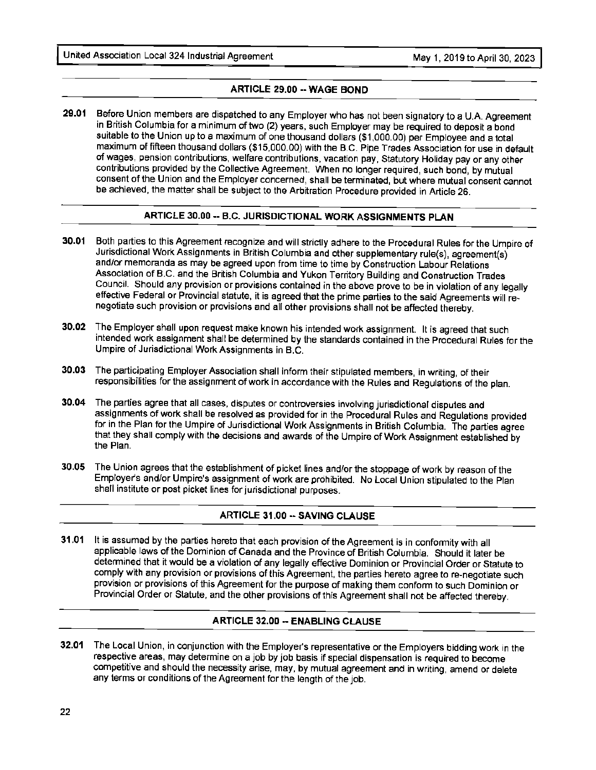## ARTICLE 29.00 -- WAGE BOND

**29.01** Before Union members are dispatched to any Employer who has not been signatory to a U.A. Agreement in British Columbia for a minimum of two (2) years, such Employer may be required to deposit a bond suitable to the Union up to a maximum of one thousand dollars ($1,000.00) per Employee and a total maximum of fifteen thousand dollars ($15,000.00) with the B.C. Pipe Trades Association for use in default of wages, pension contributions, welfare contributions, vacation pay, Statutory Holiday pay or any other contributions provided by the Collective Agreement. When no longer required, such bond, by mutual consent of the Union and the Employer concerned, shall be terminated, but where mutual consent cannot be achieved, the matter shall be subject to the Arbitration Procedure provided in Article 26.

## ARTICLE 30.00 -- B.C. JURISDICTIONAL WORK ASSIGNMENTS PLAN

**30.01** Both parties to this Agreement recognize and will strictly adhere to the Procedural Rules for the Umpire of Jurisdictional Work Assignments in British Columbia and other supplementary rule(s), agreement(s) and/or memoranda as may be agreed upon from time to time by Construction Labour Relations Association of B.C. and the British Columbia and Yukon Territory Building and Construction Trades Council. Should any provision or provisions contained in the above prove to be in violation of any legally effective Federal or Provincial statute, it is agreed that the prime parties to the said Agreements will re-negotiate such provision or provisions and all other provisions shall not be affected thereby.

**30.02** The Employer shall upon request make known his intended work assignment. It is agreed that such intended work assignment shall be determined by the standards contained in the Procedural Rules for the Umpire of Jurisdictional Work Assignments in B.C.

**30.03** The participating Employer Association shall inform their stipulated members, in writing, of their responsibilities for the assignment of work in accordance with the Rules and Regulations of the plan.

**30.04** The parties agree that all cases, disputes or controversies involving jurisdictional disputes and assignments of work shall be resolved as provided for in the Procedural Rules and Regulations provided for in the Plan for the Umpire of Jurisdictional Work Assignments in British Columbia. The parties agree that they shall comply with the decisions and awards of the Umpire of Work Assignment established by the Plan.

**30.05** The Union agrees that the establishment of picket lines and/or the stoppage of work by reason of the Employer's and/or Umpire's assignment of work are prohibited. No Local Union stipulated to the Plan shall institute or post picket lines for jurisdictional purposes.

## ARTICLE 31.00 -- SAVING CLAUSE

**31.01** It is assumed by the parties hereto that each provision of the Agreement is in conformity with all applicable laws of the Dominion of Canada and the Province of British Columbia. Should it later be determined that it would be a violation of any legally effective Dominion or Provincial Order or Statute to comply with any provision or provisions of this Agreement, the parties hereto agree to re-negotiate such provision or provisions of this Agreement for the purpose of making them conform to such Dominion or Provincial Order or Statute, and the other provisions of this Agreement shall not be affected thereby.

## ARTICLE 32.00 -- ENABLING CLAUSE

**32.01** The Local Union, in conjunction with the Employer's representative or the Employers bidding work in the respective areas, may determine on a job by job basis if special dispensation is required to become competitive and should the necessity arise, may, by mutual agreement and in writing, amend or delete any terms or conditions of the Agreement for the length of the job.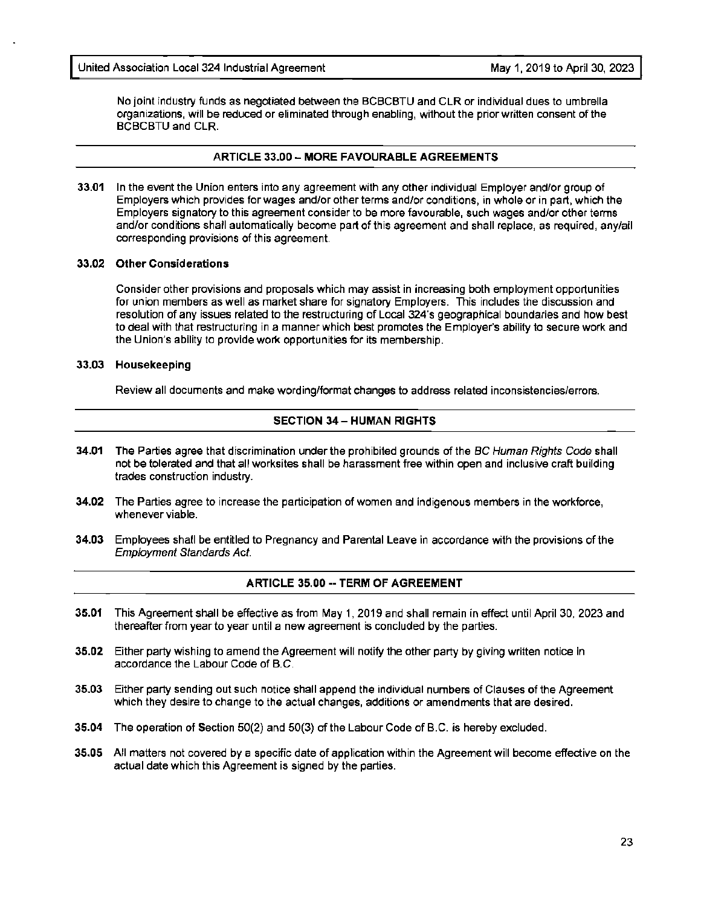No joint industry funds as negotiated between the BCBCBTU and CLR or individual dues to umbrella organizations, will be reduced or eliminated through enabling, without the prior written consent of the BCBCBTU and CLR.

## ARTICLE 33.00 – MORE FAVOURABLE AGREEMENTS

**33.01** In the event the Union enters into any agreement with any other individual Employer and/or group of Employers which provides for wages and/or other terms and/or conditions, in whole or in part, which the Employers signatory to this agreement consider to be more favourable, such wages and/or other terms and/or conditions shall automatically become part of this agreement and shall replace, as required, any/all corresponding provisions of this agreement.

**33.02 Other Considerations**

Consider other provisions and proposals which may assist in increasing both employment opportunities for union members as well as market share for signatory Employers. This includes the discussion and resolution of any issues related to the restructuring of Local 324's geographical boundaries and how best to deal with that restructuring in a manner which best promotes the Employer's ability to secure work and the Union's ability to provide work opportunities for its membership.

**33.03 Housekeeping**

Review all documents and make wording/format changes to address related inconsistencies/errors.

## SECTION 34 – HUMAN RIGHTS

**34.01** The Parties agree that discrimination under the prohibited grounds of the *BC Human Rights Code* shall not be tolerated and that all worksites shall be harassment free within open and inclusive craft building trades construction industry.

**34.02** The Parties agree to increase the participation of women and indigenous members in the workforce, whenever viable.

**34.03** Employees shall be entitled to Pregnancy and Parental Leave in accordance with the provisions of the *Employment Standards Act.*

## ARTICLE 35.00 -- TERM OF AGREEMENT

**35.01** This Agreement shall be effective as from May 1, 2019 and shall remain in effect until April 30, 2023 and thereafter from year to year until a new agreement is concluded by the parties.

**35.02** Either party wishing to amend the Agreement will notify the other party by giving written notice in accordance the Labour Code of B.C.

**35.03** Either party sending out such notice shall append the individual numbers of Clauses of the Agreement which they desire to change to the actual changes, additions or amendments that are desired.

**35.04** The operation of Section 50(2) and 50(3) of the Labour Code of B.C. is hereby excluded.

**35.05** All matters not covered by a specific date of application within the Agreement will become effective on the actual date which this Agreement is signed by the parties.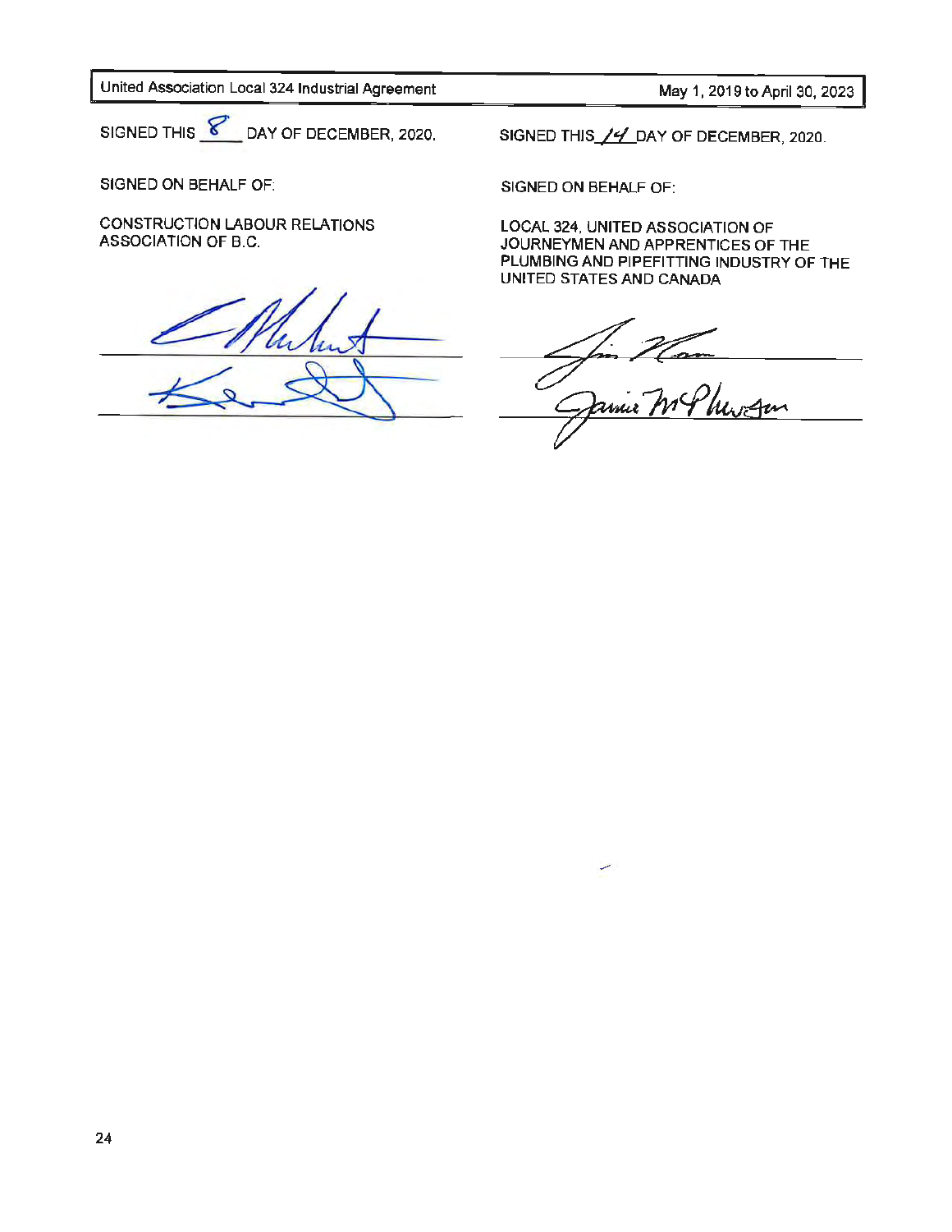SIGNED THIS 8 DAY OF DECEMBER, 2020.

SIGNED ON BEHALF OF:

CONSTRUCTION LABOUR RELATIONS ASSOCIATION OF B.C.

\_\_\_\_\_\_\_\_\_\_\_\_\_\_\_\_\_\_\_\_\_\_\_\_\_\_\_\_\_\_

\_\_\_\_\_\_\_\_\_\_\_\_\_\_\_\_\_\_\_\_\_\_\_\_\_\_\_\_\_\_

SIGNED THIS 14 DAY OF DECEMBER, 2020.

SIGNED ON BEHALF OF:

LOCAL 324, UNITED ASSOCIATION OF JOURNEYMEN AND APPRENTICES OF THE PLUMBING AND PIPEFITTING INDUSTRY OF THE UNITED STATES AND CANADA

\_\_\_\_\_\_\_\_\_\_\_\_\_\_\_\_\_\_\_\_\_\_\_\_\_\_\_\_\_\_

\_\_\_\_\_\_\_\_\_\_\_\_\_\_\_\_\_\_\_\_\_\_\_\_\_\_\_\_\_\_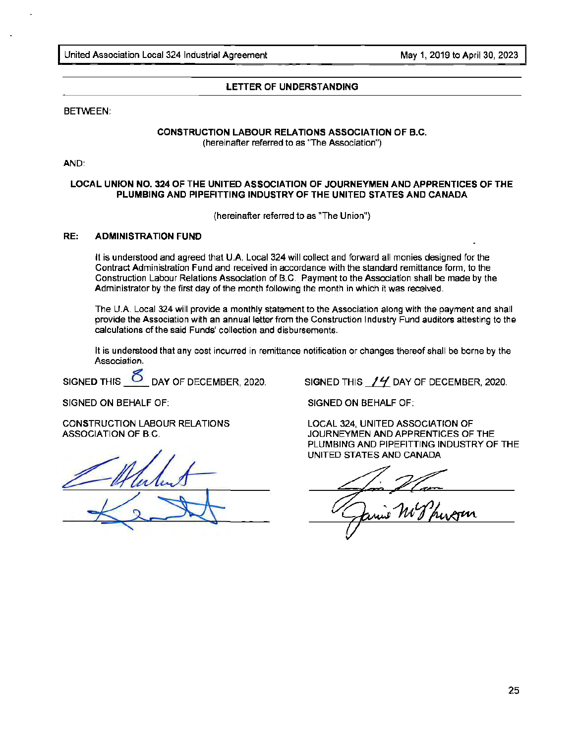## LETTER OF UNDERSTANDING

BETWEEN:

**CONSTRUCTION LABOUR RELATIONS ASSOCIATION OF B.C.**
(hereinafter referred to as "The Association")

AND:

**LOCAL UNION NO. 324 OF THE UNITED ASSOCIATION OF JOURNEYMEN AND APPRENTICES OF THE PLUMBING AND PIPEFITTING INDUSTRY OF THE UNITED STATES AND CANADA**

(hereinafter referred to as "The Union")

**RE: ADMINISTRATION FUND**

It is understood and agreed that U.A. Local 324 will collect and forward all monies designed for the Contract Administration Fund and received in accordance with the standard remittance form, to the Construction Labour Relations Association of B.C. Payment to the Association shall be made by the Administrator by the first day of the month following the month in which it was received.

The U.A. Local 324 will provide a monthly statement to the Association along with the payment and shall provide the Association with an annual letter from the Construction Industry Fund auditors attesting to the calculations of the said Funds' collection and disbursements.

It is understood that any cost incurred in remittance notification or changes thereof shall be borne by the Association.

SIGNED THIS 8 DAY OF DECEMBER, 2020.

SIGNED ON BEHALF OF:

CONSTRUCTION LABOUR RELATIONS ASSOCIATION OF B.C.

SIGNED THIS 14 DAY OF DECEMBER, 2020.

SIGNED ON BEHALF OF:

LOCAL 324, UNITED ASSOCIATION OF JOURNEYMEN AND APPRENTICES OF THE PLUMBING AND PIPEFITTING INDUSTRY OF THE UNITED STATES AND CANADA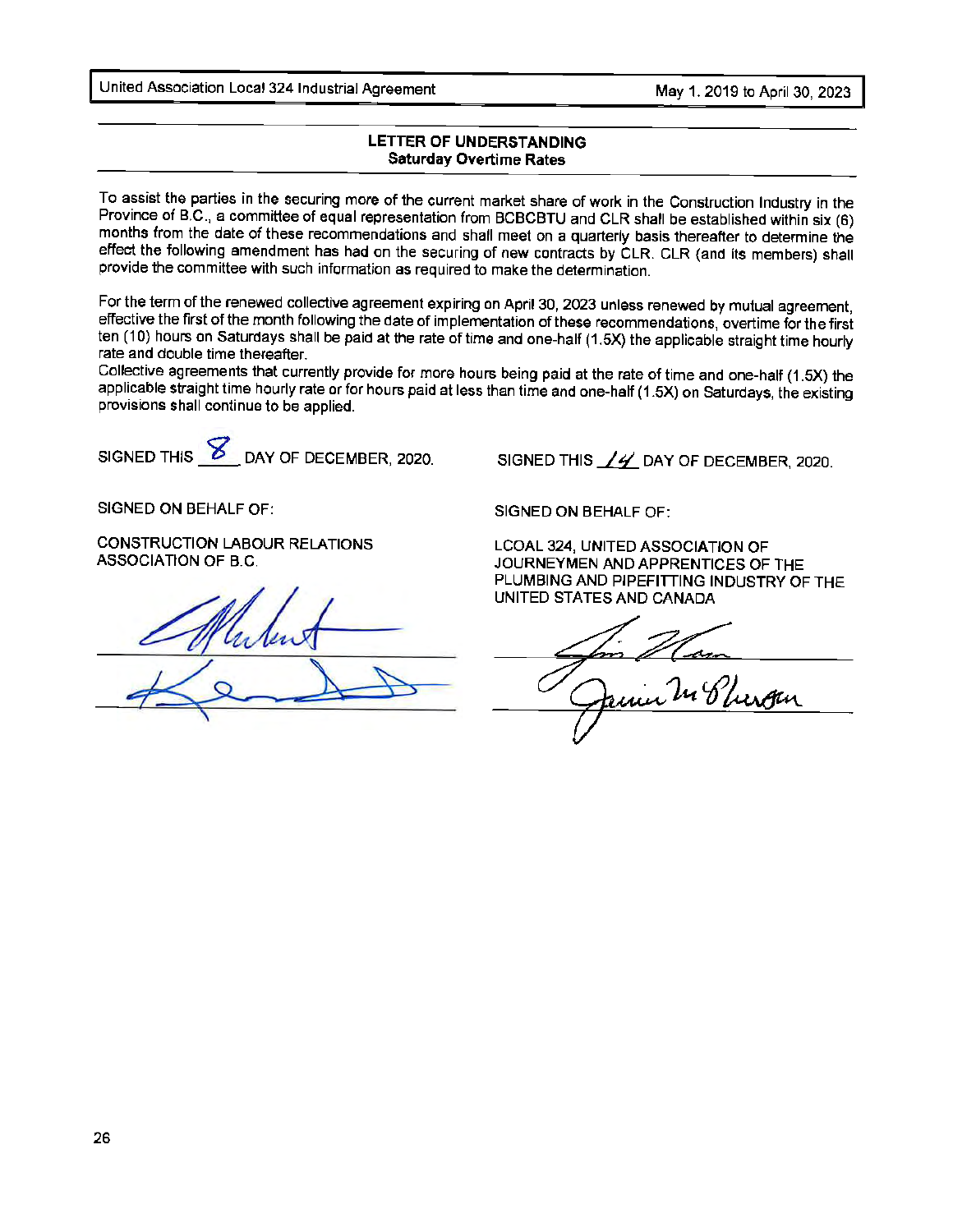## LETTER OF UNDERSTANDING
### Saturday Overtime Rates

To assist the parties in the securing more of the current market share of work in the Construction Industry in the Province of B.C., a committee of equal representation from BCBCBTU and CLR shall be established within six (6) months from the date of these recommendations and shall meet on a quarterly basis thereafter to determine the effect the following amendment has had on the securing of new contracts by CLR. CLR (and its members) shall provide the committee with such information as required to make the determination.

For the term of the renewed collective agreement expiring on April 30, 2023 unless renewed by mutual agreement, effective the first of the month following the date of implementation of these recommendations, overtime for the first ten (10) hours on Saturdays shall be paid at the rate of time and one-half (1.5X) the applicable straight time hourly rate and double time thereafter.

Collective agreements that currently provide for more hours being paid at the rate of time and one-half (1.5X) the applicable straight time hourly rate or for hours paid at less than time and one-half (1.5X) on Saturdays, the existing provisions shall continue to be applied.

SIGNED THIS 8 DAY OF DECEMBER, 2020.

SIGNED ON BEHALF OF:

CONSTRUCTION LABOUR RELATIONS ASSOCIATION OF B.C.

SIGNED THIS 14 DAY OF DECEMBER, 2020.

SIGNED ON BEHALF OF:

LCOAL 324, UNITED ASSOCIATION OF JOURNEYMEN AND APPRENTICES OF THE PLUMBING AND PIPEFITTING INDUSTRY OF THE UNITED STATES AND CANADA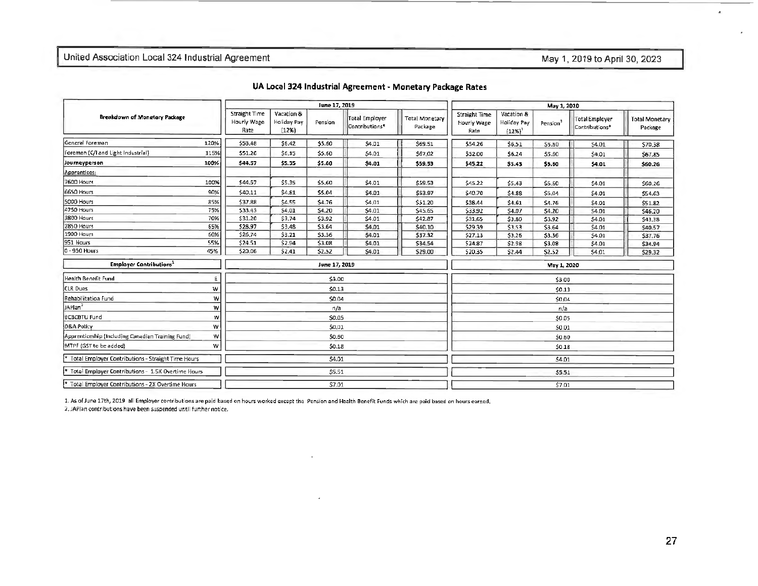# UA Local 324 Industrial Agreement - Monetary Package Rates

| Breakdown of Monetary Package | | June 17, 2019 | | | | | May 1, 2020 | | | | |
|---|---|---|---|---|---|---|---|---|---|---|---|
| | | Straight Time Hourly Wage Rate | Vacation & Holiday Pay (12%) | Pension | Total Employer Contributions* | Total Monetary Package | Straight Time Hourly Wage Rate | Vacation & Holiday Pay (12%)[1] | Pension[3] | Total Employer Contributions* | Total Monetary Package |
| General Foreman | 120% | $53.48 | $6.42 | $5.60 | $4.01 | $69.51 | $54.26 | $6.51 | $5.60 | $4.01 | $70.38 |
| Foreman (C/I and Light Industrial) | 115% | $51.26 | $6.15 | $5.60 | $4.01 | $67.02 | $52.00 | $6.24 | $5.60 | $4.01 | $67.85 |
| **Journeyperson** | **100%** | **$44.57** | **$5.35** | **$5.60** | **$4.01** | **$59.53** | **$45.22** | **$5.43** | **$5.60** | **$4.01** | **$60.26** |
| Apprentices: | | | | | | | | | | | |
| 7600 Hours | 100% | $44.57 | $5.35 | $5.60 | $4.01 | $59.53 | $45.22 | $5.43 | $5.60 | $4.01 | $60.26 |
| 6650 Hours | 90% | $40.11 | $4.81 | $5.04 | $4.01 | $53.97 | $40.70 | $4.88 | $5.04 | $4.01 | $54.63 |
| 5000 Hours | 85% | $37.88 | $4.55 | $4.76 | $4.01 | $51.20 | $38.44 | $4.61 | $4.76 | $4.01 | $51.82 |
| 4750 Hours | 75% | $33.43 | $4.01 | $4.20 | $4.01 | $45.65 | $33.92 | $4.07 | $4.20 | $4.01 | $46.20 |
| 3800 Hours | 70% | $31.20 | $3.74 | $3.92 | $4.01 | $42.87 | $31.65 | $3.80 | $3.92 | $4.01 | $43.38 |
| 2850 Hours | 65% | $28.97 | $3.48 | $3.64 | $4.01 | $40.10 | $29.39 | $3.53 | $3.64 | $4.01 | $40.57 |
| 1900 Hours | 60% | $26.74 | $3.21 | $3.36 | $4.01 | $37.32 | $27.13 | $3.26 | $3.36 | $4.01 | $37.76 |
| 951 Hours | 55% | $24.51 | $2.94 | $3.08 | $4.01 | $34.54 | $24.87 | $2.98 | $3.08 | $4.01 | $34.94 |
| 0 - 950 Hours | 45% | $20.06 | $2.41 | $2.52 | $4.01 | $29.00 | $20.35 | $2.44 | $2.52 | $4.01 | $29.32 |

| Employer Contributions[1] | | June 17, 2019 | May 1, 2020 |
|---|---|---|---|
| Health Benefit Fund | E | $3.00 | $3.00 |
| CLR Dues | W | $0.13 | $0.13 |
| Rehabilitation Fund | W | $0.04 | $0.04 |
| JAPlan[2] | W | n/a | n/a |
| BCBCBTU Fund | W | $0.05 | $0.05 |
| D&A Policy | W | $0.01 | $0.01 |
| Apprenticeship (Including Canadian Training Fund) | W | $0.60 | $0.60 |
| MTPF (GST to be added) | W | $0.18 | $0.18 |
| * Total Employer Contributions - Straight Time Hours | | $4.01 | $4.01 |
| * Total Employer Contributions - 1.5X Overtime Hours | | $5.51 | $5.51 |
| * Total Employer Contributions - 2X Overtime Hours | | $7.01 | $7.01 |

1. As of June 17th, 2019 all Employer contributions are paid based on hours worked except the Pension and Health Benefit Funds which are paid based on hours earned.
2. JAPlan contributions have been suspended until further notice.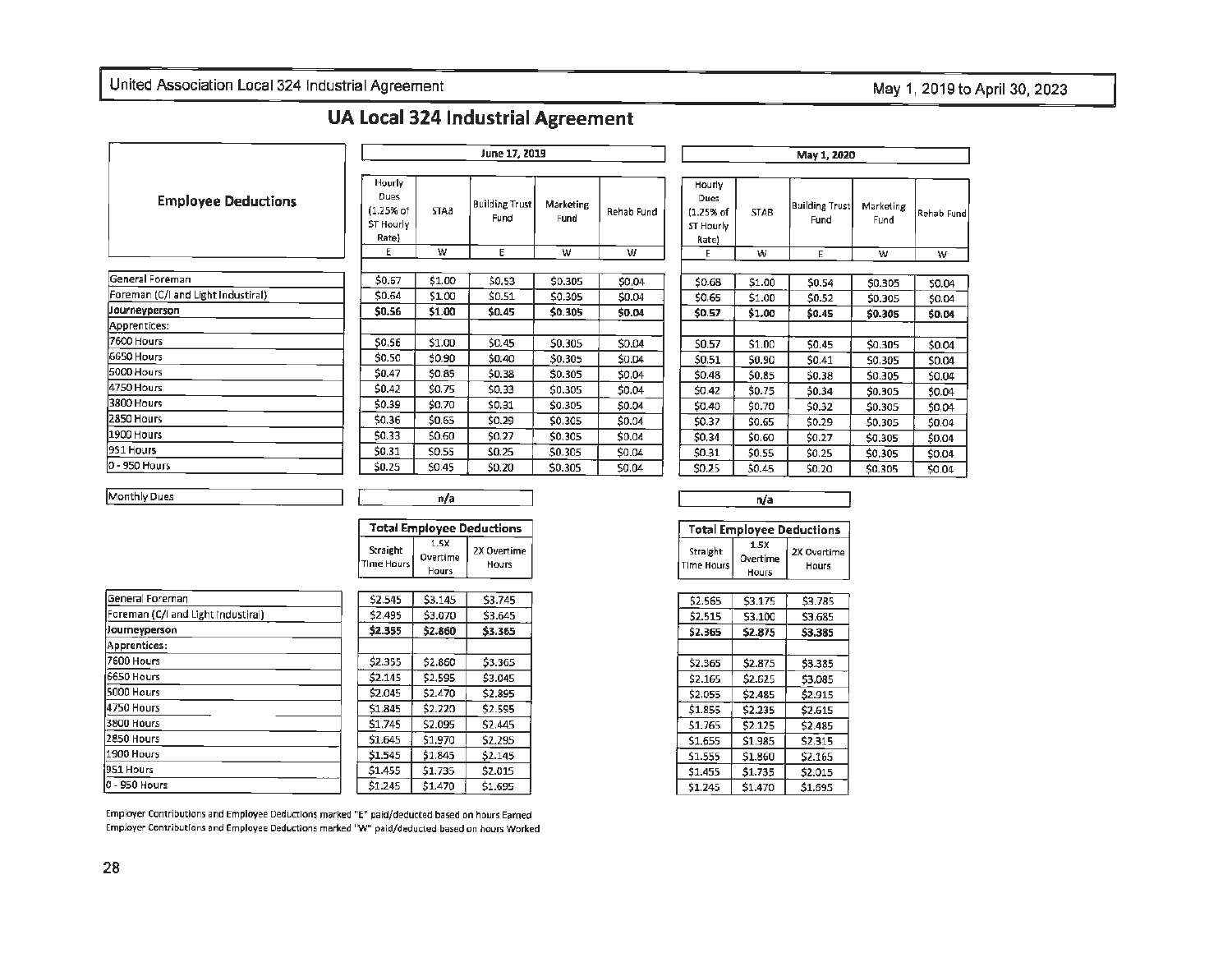# UA Local 324 Industrial Agreement

| Employee Deductions | June 17, 2019 | | | | | May 1, 2020 | | | | |
|---|---|---|---|---|---|---|---|---|---|---|
| | Hourly Dues (1.25% of ST Hourly Rate) | STAB | Building Trust Fund | Marketing Fund | Rehab Fund | Hourly Dues (1.25% of ST Hourly Rate) | STAB | Building Trust Fund | Marketing Fund | Rehab Fund |
| | E | W | E | W | W | E | W | E | W | W |
| General Foreman | $0.67 | $1.00 | $0.53 | $0.305 | $0.04 | $0.68 | $1.00 | $0.54 | $0.305 | $0.04 |
| Foreman (C/I and Light Industiral) | $0.64 | $1.00 | $0.51 | $0.305 | $0.04 | $0.65 | $1.00 | $0.52 | $0.305 | $0.04 |
| **Journeyperson** | **$0.56** | **$1.00** | **$0.45** | **$0.305** | **$0.04** | **$0.57** | **$1.00** | **$0.45** | **$0.305** | **$0.04** |
| Apprentices: | | | | | | | | | | |
| 7600 Hours | $0.56 | $1.00 | $0.45 | $0.305 | $0.04 | $0.57 | $1.00 | $0.45 | $0.305 | $0.04 |
| 6650 Hours | $0.50 | $0.90 | $0.40 | $0.305 | $0.04 | $0.51 | $0.90 | $0.41 | $0.305 | $0.04 |
| 5000 Hours | $0.47 | $0.85 | $0.38 | $0.305 | $0.04 | $0.48 | $0.85 | $0.38 | $0.305 | $0.04 |
| 4750 Hours | $0.42 | $0.75 | $0.33 | $0.305 | $0.04 | $0.42 | $0.75 | $0.34 | $0.305 | $0.04 |
| 3800 Hours | $0.39 | $0.70 | $0.31 | $0.305 | $0.04 | $0.40 | $0.70 | $0.32 | $0.305 | $0.04 |
| 2850 Hours | $0.36 | $0.65 | $0.29 | $0.305 | $0.04 | $0.37 | $0.65 | $0.29 | $0.305 | $0.04 |
| 1900 Hours | $0.33 | $0.60 | $0.27 | $0.305 | $0.04 | $0.34 | $0.60 | $0.27 | $0.305 | $0.04 |
| 951 Hours | $0.31 | $0.55 | $0.25 | $0.305 | $0.04 | $0.31 | $0.55 | $0.25 | $0.305 | $0.04 |
| 0 - 950 Hours | $0.25 | $0.45 | $0.20 | $0.305 | $0.04 | $0.25 | $0.45 | $0.20 | $0.305 | $0.04 |
| Monthly Dues | n/a | | | | | n/a | | | | |

| | Total Employee Deductions (June 17, 2019) | | | Total Employee Deductions (May 1, 2020) | | |
|---|---|---|---|---|---|---|
| | Straight Time Hours | 1.5X Overtime Hours | 2X Overtime Hours | Straight Time Hours | 1.5X Overtime Hours | 2X Overtime Hours |
| General Foreman | $2.545 | $3.145 | $3.745 | $2.565 | $3.175 | $3.785 |
| Foreman (C/I and Light Industiral) | $2.495 | $3.070 | $3.645 | $2.515 | $3.100 | $3.685 |
| **Journeyperson** | **$2.355** | **$2.860** | **$3.365** | **$2.365** | **$2.875** | **$3.385** |
| Apprentices: | | | | | | |
| 7600 Hours | $2.355 | $2.860 | $3.365 | $2.365 | $2.875 | $3.385 |
| 6650 Hours | $2.145 | $2.595 | $3.045 | $2.165 | $2.625 | $3.085 |
| 5000 Hours | $2.045 | $2.470 | $2.895 | $2.055 | $2.485 | $2.915 |
| 4750 Hours | $1.845 | $2.220 | $2.595 | $1.855 | $2.235 | $2.615 |
| 3800 Hours | $1.745 | $2.095 | $2.445 | $1.765 | $2.125 | $2.485 |
| 2850 Hours | $1.645 | $1.970 | $2.295 | $1.655 | $1.985 | $2.315 |
| 1900 Hours | $1.545 | $1.845 | $2.145 | $1.555 | $1.860 | $2.165 |
| 951 Hours | $1.455 | $1.735 | $2.015 | $1.455 | $1.735 | $2.015 |
| 0 - 950 Hours | $1.245 | $1.470 | $1.695 | $1.245 | $1.470 | $1.695 |

Employer Contributions and Employee Deductions marked "E" paid/deducted based on hours Earned

Employer Contributions and Employee Deductions marked "W" paid/deducted based on hours Worked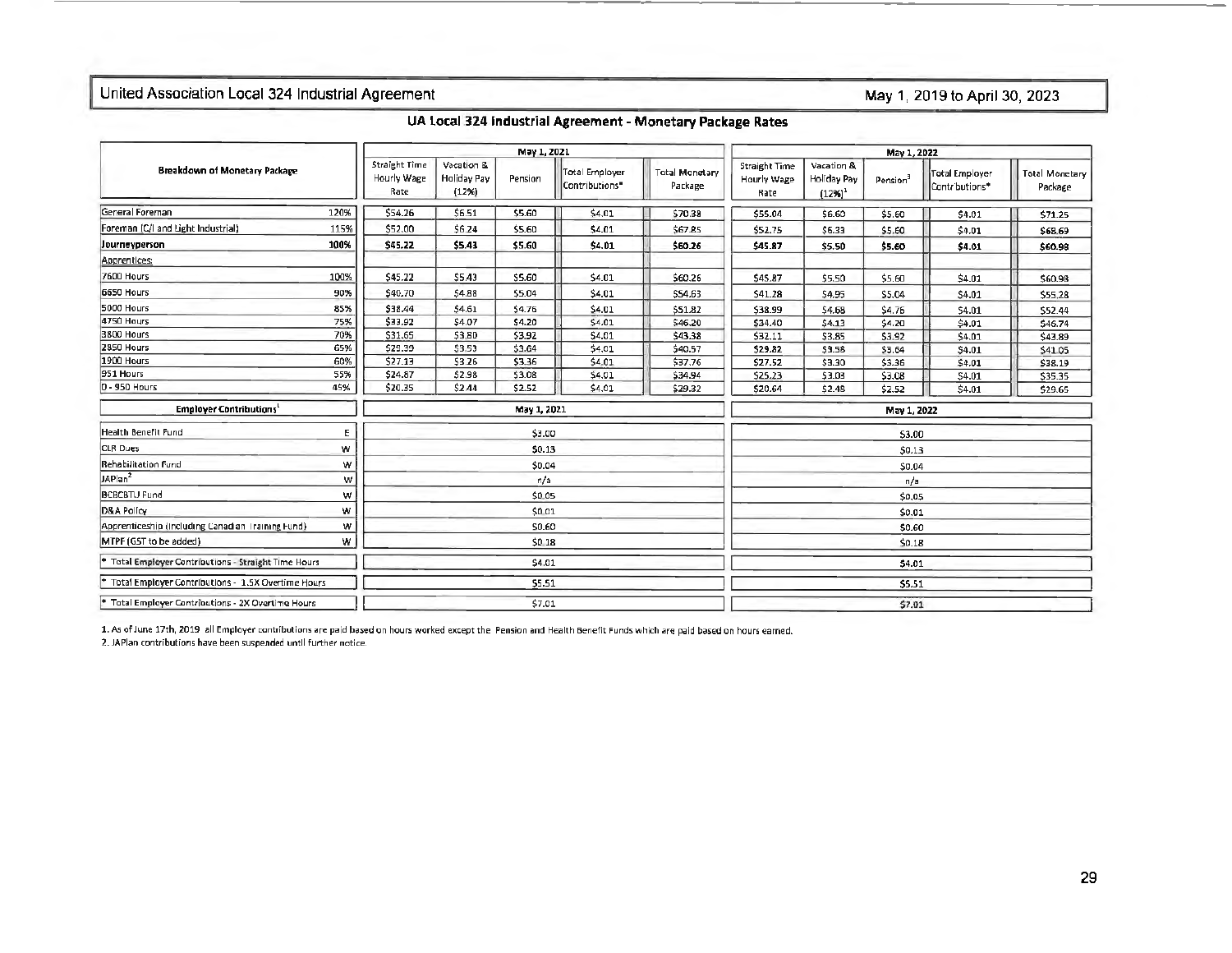## UA Local 324 Industrial Agreement - Monetary Package Rates

| Breakdown of Monetary Package | | May 1, 2021 | | | | | May 1, 2022 | | | | |
|---|---|---|---|---|---|---|---|---|---|---|---|
| | | Straight Time Hourly Wage Rate | Vacation & Holiday Pay (12%) | Pension | Total Employer Contributions* | Total Monetary Package | Straight Time Hourly Wage Rate | Vacation & Holiday Pay (12%)[1] | Pension[3] | Total Employer Contributions* | Total Monetary Package |
| General Foreman | 120% | $54.26 | $6.51 | $5.60 | $4.01 | $70.38 | $55.04 | $6.60 | $5.60 | $4.01 | $71.25 |
| Foreman (C/I and Light Industrial) | 115% | $52.00 | $6.24 | $5.60 | $4.01 | $67.85 | $52.75 | $6.33 | $5.60 | $4.01 | $68.69 |
| **Journeyperson** | **100%** | **$45.22** | **$5.43** | **$5.60** | **$4.01** | **$60.26** | **$45.87** | **$5.50** | **$5.60** | **$4.01** | **$60.98** |
| Apprentices: | | | | | | | | | | | |
| 7600 Hours | 100% | $45.22 | $5.43 | $5.60 | $4.01 | $60.26 | $45.87 | $5.50 | $5.60 | $4.01 | $60.98 |
| 6650 Hours | 90% | $40.70 | $4.88 | $5.04 | $4.01 | $54.63 | $41.28 | $4.95 | $5.04 | $4.01 | $55.28 |
| 5000 Hours | 85% | $38.44 | $4.61 | $4.76 | $4.01 | $51.82 | $38.99 | $4.68 | $4.76 | $4.01 | $52.44 |
| 4750 Hours | 75% | $33.92 | $4.07 | $4.20 | $4.01 | $46.20 | $34.40 | $4.13 | $4.20 | $4.01 | $46.74 |
| 3800 Hours | 70% | $31.65 | $3.80 | $3.92 | $4.01 | $43.38 | $32.11 | $3.85 | $3.92 | $4.01 | $43.89 |
| 2850 Hours | 65% | $29.39 | $3.53 | $3.64 | $4.01 | $40.57 | $29.82 | $3.58 | $3.64 | $4.01 | $41.05 |
| 1900 Hours | 60% | $27.13 | $3.26 | $3.36 | $4.01 | $37.76 | $27.52 | $3.30 | $3.36 | $4.01 | $38.19 |
| 951 Hours | 55% | $24.87 | $2.98 | $3.08 | $4.01 | $34.94 | $25.23 | $3.03 | $3.08 | $4.01 | $35.35 |
| 0 - 950 Hours | 45% | $20.35 | $2.44 | $2.52 | $4.01 | $29.32 | $20.64 | $2.48 | $2.52 | $4.01 | $29.65 |

| Employer Contributions[1] | | May 1, 2021 | May 1, 2022 |
|---|---|---|---|
| Health Benefit Fund | E | $3.00 | $3.00 |
| CLR Dues | W | $0.13 | $0.13 |
| Rehabilitation Fund | W | $0.04 | $0.04 |
| JAPlan[2] | W | n/a | n/a |
| BCBCBTU Fund | W | $0.05 | $0.05 |
| D&A Policy | W | $0.01 | $0.01 |
| Apprenticeship (Including Canadian Training Fund) | W | $0.60 | $0.60 |
| MTPF (GST to be added) | W | $0.18 | $0.18 |
| * Total Employer Contributions - Straight Time Hours | | $4.01 | $4.01 |
| * Total Employer Contributions - 1.5X Overtime Hours | | $5.51 | $5.51 |
| * Total Employer Contributions - 2X Overtime Hours | | $7.01 | $7.01 |

1. As of June 17th, 2019 all Employer contributions are paid based on hours worked except the Pension and Health Benefit Funds which are paid based on hours earned.
2. JAPlan contributions have been suspended until further notice.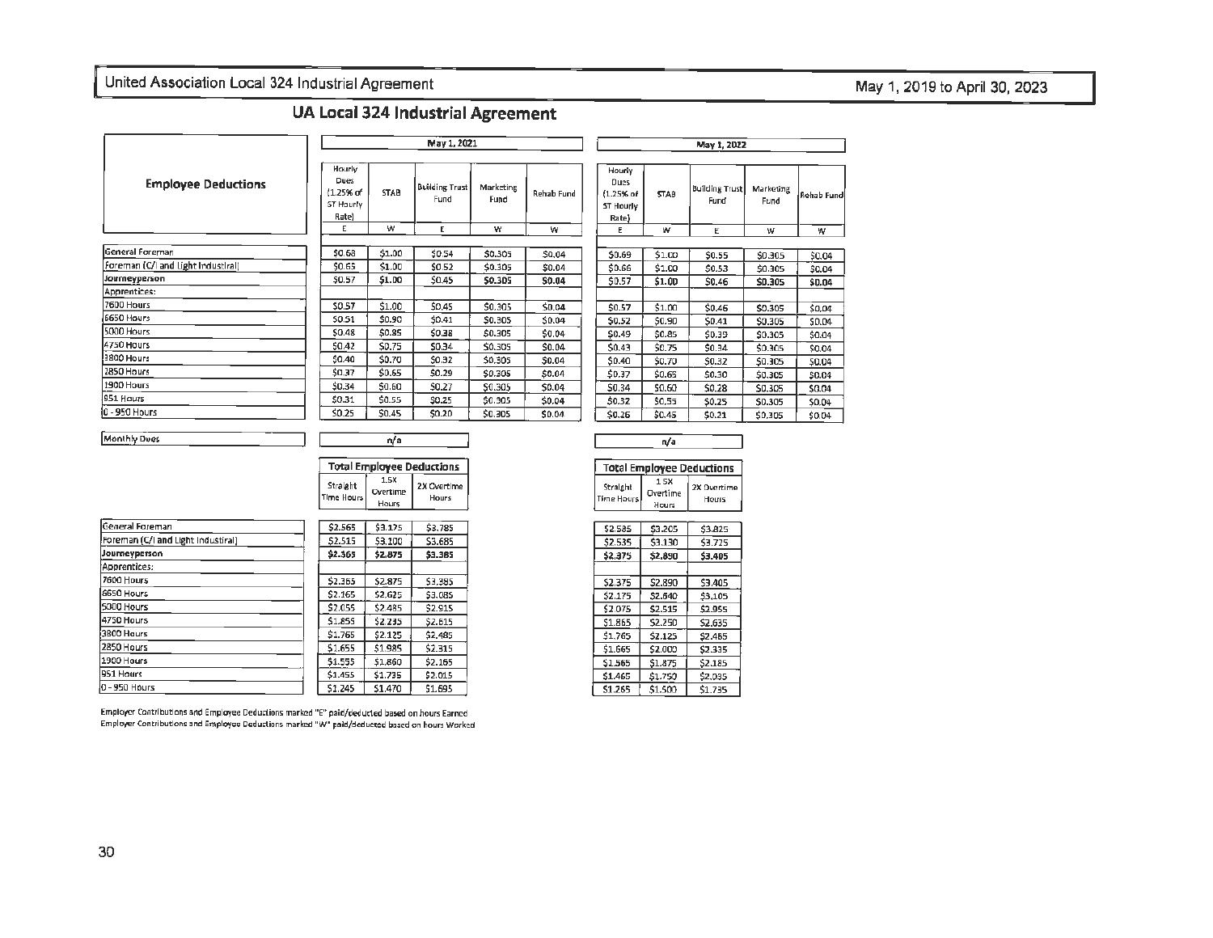## UA Local 324 Industrial Agreement

| Employee Deductions | May 1, 2021 | | | | | May 1, 2022 | | | | |
|---|---|---|---|---|---|---|---|---|---|---|
| | Hourly Dues (1.25% of ST Hourly Rate) | STAB | Building Trust Fund | Marketing Fund | Rehab Fund | Hourly Dues (1.25% of ST Hourly Rate) | STAB | Building Trust Fund | Marketing Fund | Rehab Fund |
| | E | W | E | W | W | E | W | E | W | W |
| General Foreman | $0.68 | $1.00 | $0.54 | $0.305 | $0.04 | $0.69 | $1.00 | $0.55 | $0.305 | $0.04 |
| Foreman (C/I and Light Industrial) | $0.65 | $1.00 | $0.52 | $0.305 | $0.04 | $0.66 | $1.00 | $0.53 | $0.305 | $0.04 |
| **Journeyperson** | $0.57 | $1.00 | $0.45 | **$0.305** | **$0.04** | $0.57 | **$1.00** | $0.46 | **$0.305** | **$0.04** |
| Apprentices: | | | | | | | | | | |
| 7600 Hours | $0.57 | $1.00 | $0.45 | $0.305 | $0.04 | $0.57 | $1.00 | $0.46 | $0.305 | $0.04 |
| 6650 Hours | $0.51 | $0.90 | $0.41 | $0.305 | $0.04 | $0.52 | $0.90 | $0.41 | $0.305 | $0.04 |
| 5000 Hours | $0.48 | $0.85 | $0.38 | $0.305 | $0.04 | $0.49 | $0.85 | $0.39 | $0.305 | $0.04 |
| 4750 Hours | $0.42 | $0.75 | $0.34 | $0.305 | $0.04 | $0.43 | $0.75 | $0.34 | $0.305 | $0.04 |
| 3800 Hours | $0.40 | $0.70 | $0.32 | $0.305 | $0.04 | $0.40 | $0.70 | $0.32 | $0.305 | $0.04 |
| 2850 Hours | $0.37 | $0.65 | $0.29 | $0.305 | $0.04 | $0.37 | $0.65 | $0.30 | $0.305 | $0.04 |
| 1900 Hours | $0.34 | $0.60 | $0.27 | $0.305 | $0.04 | $0.34 | $0.60 | $0.28 | $0.305 | $0.04 |
| 951 Hours | $0.31 | $0.55 | $0.25 | $0.305 | $0.04 | $0.32 | $0.55 | $0.25 | $0.305 | $0.04 |
| 0 - 950 Hours | $0.25 | $0.45 | $0.20 | $0.305 | $0.04 | $0.26 | $0.45 | $0.21 | $0.305 | $0.04 |
| Monthly Dues | n/a | | | | | n/a | | | | |

| | Total Employee Deductions (May 1, 2021) | | | Total Employee Deductions (May 1, 2022) | | |
|---|---|---|---|---|---|---|
| | Straight Time Hours | 1.5X Overtime Hours | 2X Overtime Hours | Straight Time Hours | 1.5X Overtime Hours | 2X Overtime Hours |
| General Foreman | $2.565 | $3.175 | $3.785 | $2.585 | $3.205 | $3.825 |
| Foreman (C/I and Light Industrial) | $2.515 | $3.100 | $3.685 | $2.535 | $3.130 | $3.725 |
| **Journeyperson** | **$2.365** | **$2.875** | **$3.385** | **$2.375** | **$2.890** | **$3.405** |
| Apprentices: | | | | | | |
| 7600 Hours | $2.365 | $2.875 | $3.385 | $2.375 | $2.890 | $3.405 |
| 6650 Hours | $2.165 | $2.625 | $3.085 | $2.175 | $2.640 | $3.105 |
| 5000 Hours | $2.055 | $2.485 | $2.915 | $2.075 | $2.515 | $2.955 |
| 4750 Hours | $1.855 | $2.235 | $2.615 | $1.865 | $2.250 | $2.635 |
| 3800 Hours | $1.765 | $2.125 | $2.485 | $1.765 | $2.125 | $2.485 |
| 2850 Hours | $1.655 | $1.985 | $2.315 | $1.665 | $2.000 | $2.335 |
| 1900 Hours | $1.555 | $1.860 | $2.165 | $1.565 | $1.875 | $2.185 |
| 951 Hours | $1.455 | $1.735 | $2.015 | $1.465 | $1.750 | $2.035 |
| 0 - 950 Hours | $1.245 | $1.470 | $1.695 | $1.265 | $1.500 | $1.735 |

Employer Contributions and Employee Deductions marked "E" paid/deducted based on hours Earned
Employer Contributions and Employee Deductions marked "W" paid/deducted based on hours Worked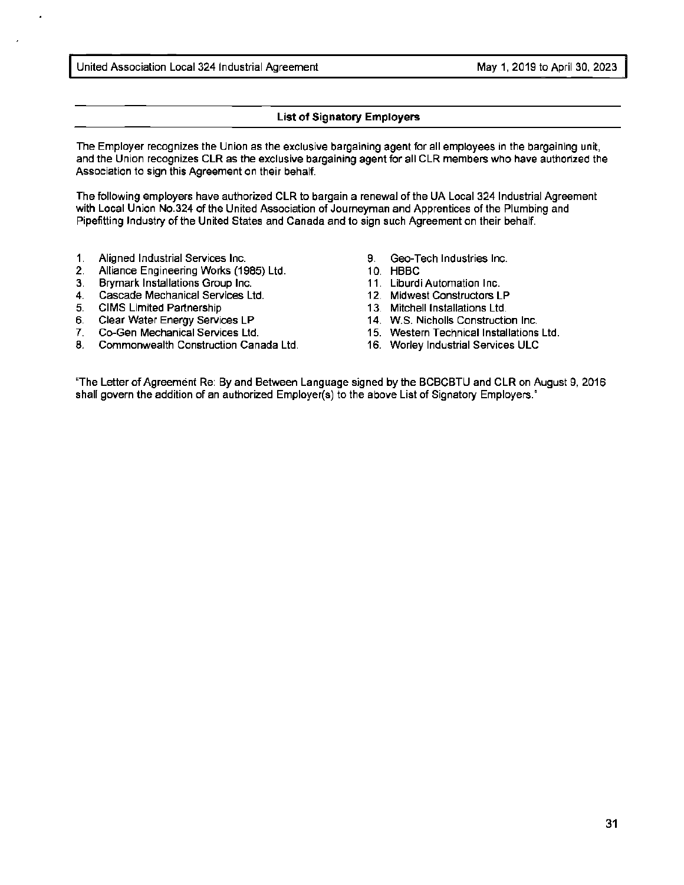## List of Signatory Employers

The Employer recognizes the Union as the exclusive bargaining agent for all employees in the bargaining unit, and the Union recognizes CLR as the exclusive bargaining agent for all CLR members who have authorized the Association to sign this Agreement on their behalf.

The following employers have authorized CLR to bargain a renewal of the UA Local 324 Industrial Agreement with Local Union No.324 of the United Association of Journeyman and Apprentices of the Plumbing and Pipefitting Industry of the United States and Canada and to sign such Agreement on their behalf.

1. Aligned Industrial Services Inc.
2. Alliance Engineering Works (1985) Ltd.
3. Brymark Installations Group Inc.
4. Cascade Mechanical Services Ltd.
5. CIMS Limited Partnership
6. Clear Water Energy Services LP
7. Co-Gen Mechanical Services Ltd.
8. Commonwealth Construction Canada Ltd.
9. Geo-Tech Industries Inc.
10. HBBC
11. Liburdi Automation Inc.
12. Midwest Constructors LP
13. Mitchell Installations Ltd.
14. W.S. Nicholls Construction Inc.
15. Western Technical Installations Ltd.
16. Worley Industrial Services ULC

"The Letter of Agreement Re: By and Between Language signed by the BCBCBTU and CLR on August 9, 2016 shall govern the addition of an authorized Employer(s) to the above List of Signatory Employers."